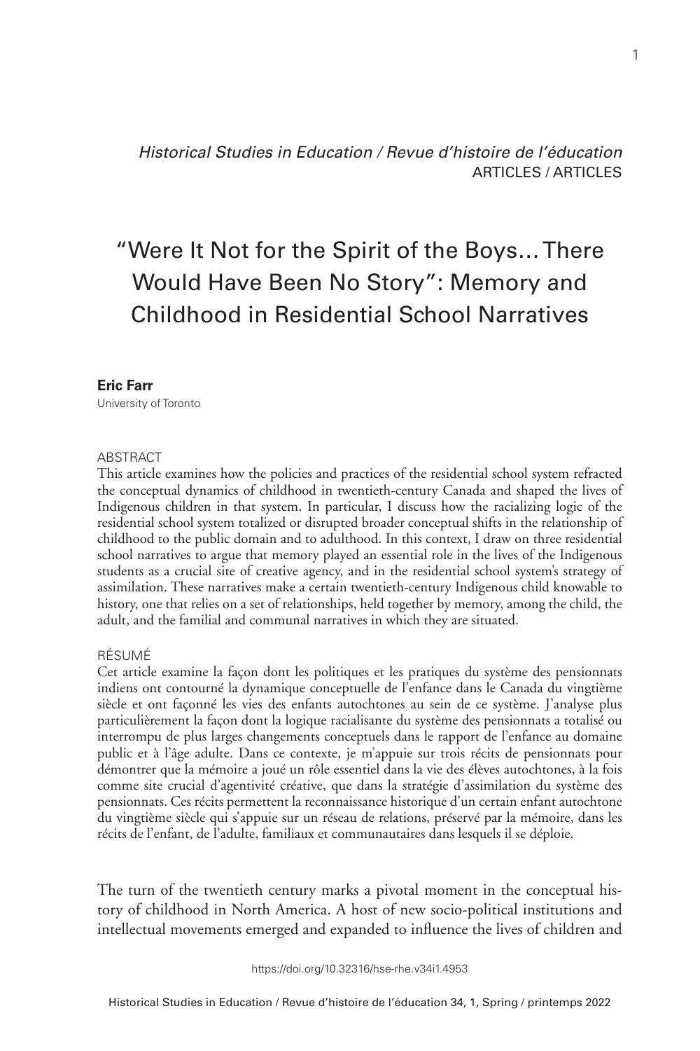*Historical Studies in Education / Revue d'histoire de l'éducation*
ARTICLES / ARTICLES

# "Were It Not for the Spirit of the Boys… There Would Have Been No Story": Memory and Childhood in Residential School Narratives

**Eric Farr**
University of Toronto

## ABSTRACT

This article examines how the policies and practices of the residential school system refracted the conceptual dynamics of childhood in twentieth-century Canada and shaped the lives of Indigenous children in that system. In particular, I discuss how the racializing logic of the residential school system totalized or disrupted broader conceptual shifts in the relationship of childhood to the public domain and to adulthood. In this context, I draw on three residential school narratives to argue that memory played an essential role in the lives of the Indigenous students as a crucial site of creative agency, and in the residential school system's strategy of assimilation. These narratives make a certain twentieth-century Indigenous child knowable to history, one that relies on a set of relationships, held together by memory, among the child, the adult, and the familial and communal narratives in which they are situated.

## RÉSUMÉ

Cet article examine la façon dont les politiques et les pratiques du système des pensionnats indiens ont contourné la dynamique conceptuelle de l'enfance dans le Canada du vingtième siècle et ont façonné les vies des enfants autochtones au sein de ce système. J'analyse plus particulièrement la façon dont la logique racialisante du système des pensionnats a totalisé ou interrompu de plus larges changements conceptuels dans le rapport de l'enfance au domaine public et à l'âge adulte. Dans ce contexte, je m'appuie sur trois récits de pensionnats pour démontrer que la mémoire a joué un rôle essentiel dans la vie des élèves autochtones, à la fois comme site crucial d'agentivité créative, que dans la stratégie d'assimilation du système des pensionnats. Ces récits permettent la reconnaissance historique d'un certain enfant autochtone du vingtième siècle qui s'appuie sur un réseau de relations, préservé par la mémoire, dans les récits de l'enfant, de l'adulte, familiaux et communautaires dans lesquels il se déploie.

The turn of the twentieth century marks a pivotal moment in the conceptual history of childhood in North America. A host of new socio-political institutions and intellectual movements emerged and expanded to influence the lives of children and

https://doi.org/10.32316/hse-rhe.v34i1.4953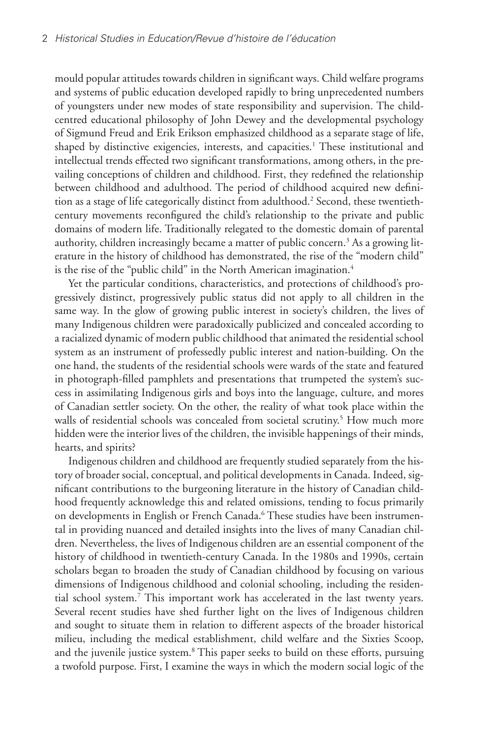mould popular attitudes towards children in significant ways. Child welfare programs and systems of public education developed rapidly to bring unprecedented numbers of youngsters under new modes of state responsibility and supervision. The child-centred educational philosophy of John Dewey and the developmental psychology of Sigmund Freud and Erik Erikson emphasized childhood as a separate stage of life, shaped by distinctive exigencies, interests, and capacities.[1] These institutional and intellectual trends effected two significant transformations, among others, in the prevailing conceptions of children and childhood. First, they redefined the relationship between childhood and adulthood. The period of childhood acquired new definition as a stage of life categorically distinct from adulthood.[2] Second, these twentieth-century movements reconfigured the child's relationship to the private and public domains of modern life. Traditionally relegated to the domestic domain of parental authority, children increasingly became a matter of public concern.[3] As a growing literature in the history of childhood has demonstrated, the rise of the "modern child" is the rise of the "public child" in the North American imagination.[4]

Yet the particular conditions, characteristics, and protections of childhood's progressively distinct, progressively public status did not apply to all children in the same way. In the glow of growing public interest in society's children, the lives of many Indigenous children were paradoxically publicized and concealed according to a racialized dynamic of modern public childhood that animated the residential school system as an instrument of professedly public interest and nation-building. On the one hand, the students of the residential schools were wards of the state and featured in photograph-filled pamphlets and presentations that trumpeted the system's success in assimilating Indigenous girls and boys into the language, culture, and mores of Canadian settler society. On the other, the reality of what took place within the walls of residential schools was concealed from societal scrutiny.[5] How much more hidden were the interior lives of the children, the invisible happenings of their minds, hearts, and spirits?

Indigenous children and childhood are frequently studied separately from the history of broader social, conceptual, and political developments in Canada. Indeed, significant contributions to the burgeoning literature in the history of Canadian childhood frequently acknowledge this and related omissions, tending to focus primarily on developments in English or French Canada.[6] These studies have been instrumental in providing nuanced and detailed insights into the lives of many Canadian children. Nevertheless, the lives of Indigenous children are an essential component of the history of childhood in twentieth-century Canada. In the 1980s and 1990s, certain scholars began to broaden the study of Canadian childhood by focusing on various dimensions of Indigenous childhood and colonial schooling, including the residential school system.[7] This important work has accelerated in the last twenty years. Several recent studies have shed further light on the lives of Indigenous children and sought to situate them in relation to different aspects of the broader historical milieu, including the medical establishment, child welfare and the Sixties Scoop, and the juvenile justice system.[8] This paper seeks to build on these efforts, pursuing a twofold purpose. First, I examine the ways in which the modern social logic of the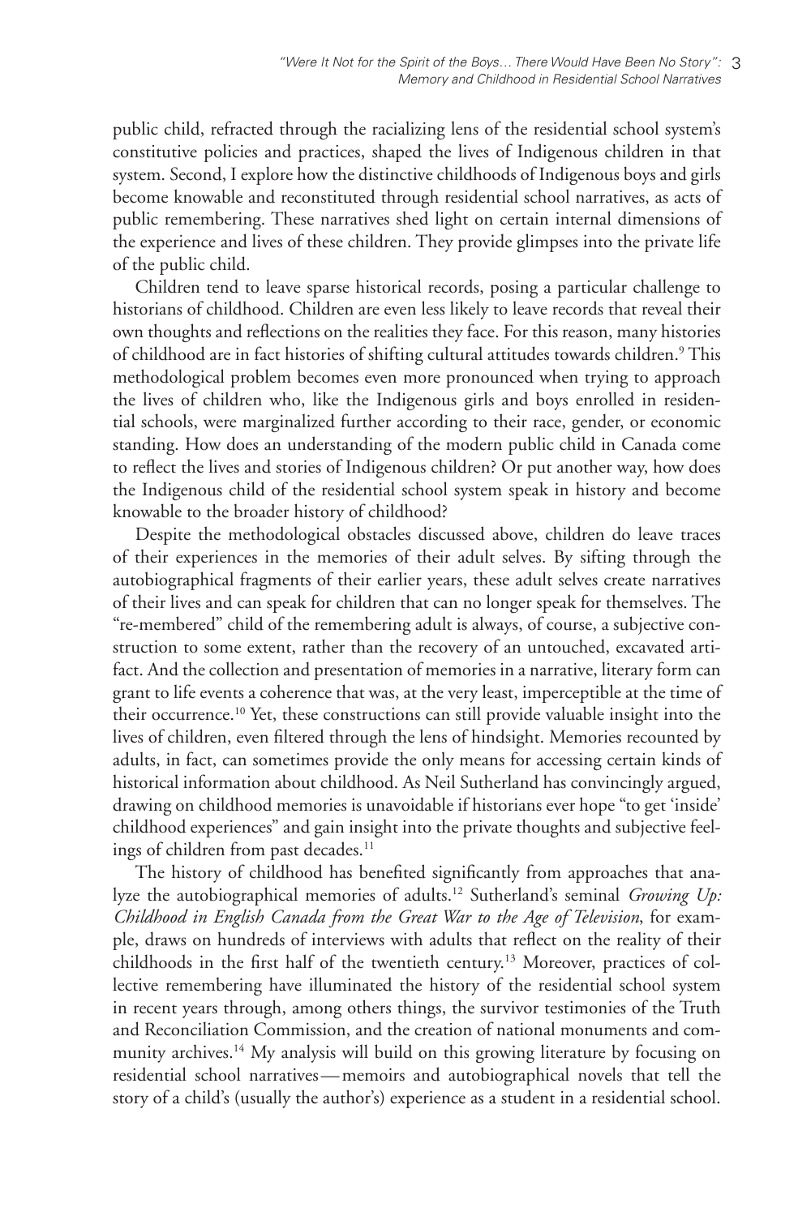public child, refracted through the racializing lens of the residential school system's constitutive policies and practices, shaped the lives of Indigenous children in that system. Second, I explore how the distinctive childhoods of Indigenous boys and girls become knowable and reconstituted through residential school narratives, as acts of public remembering. These narratives shed light on certain internal dimensions of the experience and lives of these children. They provide glimpses into the private life of the public child.

Children tend to leave sparse historical records, posing a particular challenge to historians of childhood. Children are even less likely to leave records that reveal their own thoughts and reflections on the realities they face. For this reason, many histories of childhood are in fact histories of shifting cultural attitudes towards children.[9] This methodological problem becomes even more pronounced when trying to approach the lives of children who, like the Indigenous girls and boys enrolled in residential schools, were marginalized further according to their race, gender, or economic standing. How does an understanding of the modern public child in Canada come to reflect the lives and stories of Indigenous children? Or put another way, how does the Indigenous child of the residential school system speak in history and become knowable to the broader history of childhood?

Despite the methodological obstacles discussed above, children do leave traces of their experiences in the memories of their adult selves. By sifting through the autobiographical fragments of their earlier years, these adult selves create narratives of their lives and can speak for children that can no longer speak for themselves. The "re-membered" child of the remembering adult is always, of course, a subjective construction to some extent, rather than the recovery of an untouched, excavated artifact. And the collection and presentation of memories in a narrative, literary form can grant to life events a coherence that was, at the very least, imperceptible at the time of their occurrence.[10] Yet, these constructions can still provide valuable insight into the lives of children, even filtered through the lens of hindsight. Memories recounted by adults, in fact, can sometimes provide the only means for accessing certain kinds of historical information about childhood. As Neil Sutherland has convincingly argued, drawing on childhood memories is unavoidable if historians ever hope "to get 'inside' childhood experiences" and gain insight into the private thoughts and subjective feelings of children from past decades.[11]

The history of childhood has benefited significantly from approaches that analyze the autobiographical memories of adults.[12] Sutherland's seminal *Growing Up: Childhood in English Canada from the Great War to the Age of Television*, for example, draws on hundreds of interviews with adults that reflect on the reality of their childhoods in the first half of the twentieth century.[13] Moreover, practices of collective remembering have illuminated the history of the residential school system in recent years through, among others things, the survivor testimonies of the Truth and Reconciliation Commission, and the creation of national monuments and community archives.[14] My analysis will build on this growing literature by focusing on residential school narratives—memoirs and autobiographical novels that tell the story of a child's (usually the author's) experience as a student in a residential school.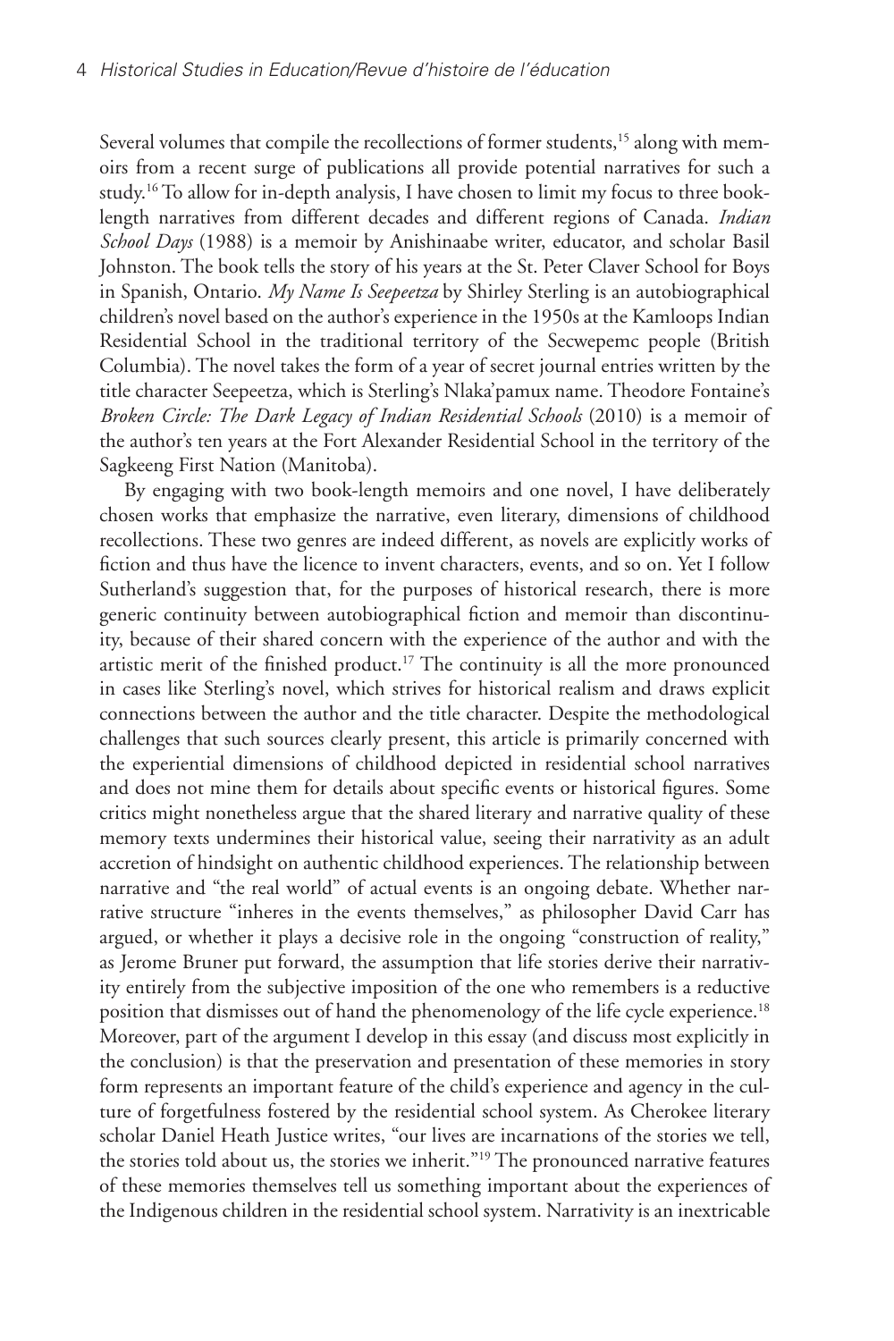Several volumes that compile the recollections of former students,[15] along with memoirs from a recent surge of publications all provide potential narratives for such a study.[16] To allow for in-depth analysis, I have chosen to limit my focus to three book-length narratives from different decades and different regions of Canada. *Indian School Days* (1988) is a memoir by Anishinaabe writer, educator, and scholar Basil Johnston. The book tells the story of his years at the St. Peter Claver School for Boys in Spanish, Ontario. *My Name Is Seepeetza* by Shirley Sterling is an autobiographical children's novel based on the author's experience in the 1950s at the Kamloops Indian Residential School in the traditional territory of the Secwepemc people (British Columbia). The novel takes the form of a year of secret journal entries written by the title character Seepeetza, which is Sterling's Nlaka'pamux name. Theodore Fontaine's *Broken Circle: The Dark Legacy of Indian Residential Schools* (2010) is a memoir of the author's ten years at the Fort Alexander Residential School in the territory of the Sagkeeng First Nation (Manitoba).

By engaging with two book-length memoirs and one novel, I have deliberately chosen works that emphasize the narrative, even literary, dimensions of childhood recollections. These two genres are indeed different, as novels are explicitly works of fiction and thus have the licence to invent characters, events, and so on. Yet I follow Sutherland's suggestion that, for the purposes of historical research, there is more generic continuity between autobiographical fiction and memoir than discontinuity, because of their shared concern with the experience of the author and with the artistic merit of the finished product.[17] The continuity is all the more pronounced in cases like Sterling's novel, which strives for historical realism and draws explicit connections between the author and the title character. Despite the methodological challenges that such sources clearly present, this article is primarily concerned with the experiential dimensions of childhood depicted in residential school narratives and does not mine them for details about specific events or historical figures. Some critics might nonetheless argue that the shared literary and narrative quality of these memory texts undermines their historical value, seeing their narrativity as an adult accretion of hindsight on authentic childhood experiences. The relationship between narrative and "the real world" of actual events is an ongoing debate. Whether narrative structure "inheres in the events themselves," as philosopher David Carr has argued, or whether it plays a decisive role in the ongoing "construction of reality," as Jerome Bruner put forward, the assumption that life stories derive their narrativity entirely from the subjective imposition of the one who remembers is a reductive position that dismisses out of hand the phenomenology of the life cycle experience.[18] Moreover, part of the argument I develop in this essay (and discuss most explicitly in the conclusion) is that the preservation and presentation of these memories in story form represents an important feature of the child's experience and agency in the culture of forgetfulness fostered by the residential school system. As Cherokee literary scholar Daniel Heath Justice writes, "our lives are incarnations of the stories we tell, the stories told about us, the stories we inherit."[19] The pronounced narrative features of these memories themselves tell us something important about the experiences of the Indigenous children in the residential school system. Narrativity is an inextricable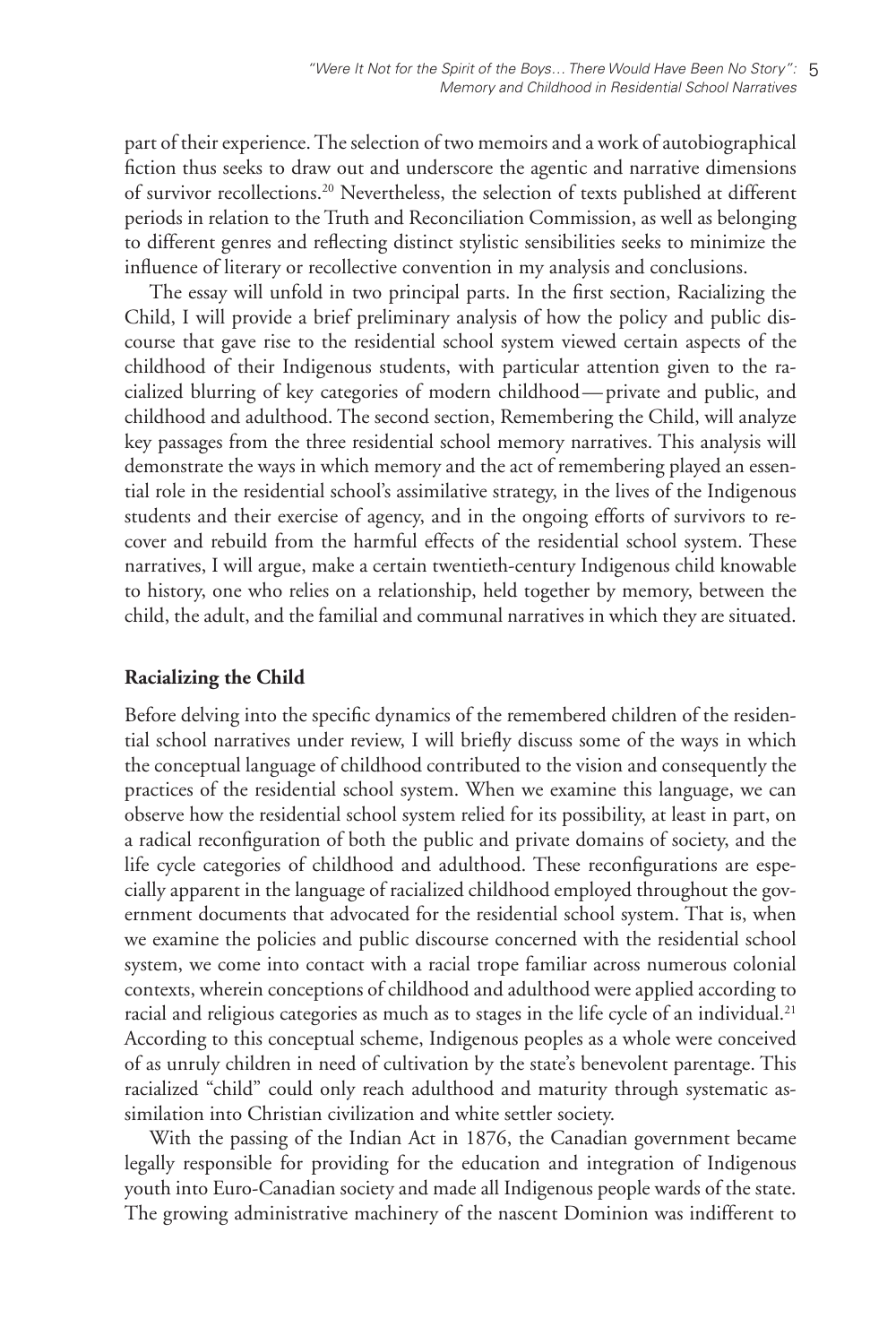part of their experience. The selection of two memoirs and a work of autobiographical fiction thus seeks to draw out and underscore the agentic and narrative dimensions of survivor recollections.[20] Nevertheless, the selection of texts published at different periods in relation to the Truth and Reconciliation Commission, as well as belonging to different genres and reflecting distinct stylistic sensibilities seeks to minimize the influence of literary or recollective convention in my analysis and conclusions.

The essay will unfold in two principal parts. In the first section, Racializing the Child, I will provide a brief preliminary analysis of how the policy and public discourse that gave rise to the residential school system viewed certain aspects of the childhood of their Indigenous students, with particular attention given to the racialized blurring of key categories of modern childhood — private and public, and childhood and adulthood. The second section, Remembering the Child, will analyze key passages from the three residential school memory narratives. This analysis will demonstrate the ways in which memory and the act of remembering played an essential role in the residential school's assimilative strategy, in the lives of the Indigenous students and their exercise of agency, and in the ongoing efforts of survivors to recover and rebuild from the harmful effects of the residential school system. These narratives, I will argue, make a certain twentieth-century Indigenous child knowable to history, one who relies on a relationship, held together by memory, between the child, the adult, and the familial and communal narratives in which they are situated.

## Racializing the Child

Before delving into the specific dynamics of the remembered children of the residential school narratives under review, I will briefly discuss some of the ways in which the conceptual language of childhood contributed to the vision and consequently the practices of the residential school system. When we examine this language, we can observe how the residential school system relied for its possibility, at least in part, on a radical reconfiguration of both the public and private domains of society, and the life cycle categories of childhood and adulthood. These reconfigurations are especially apparent in the language of racialized childhood employed throughout the government documents that advocated for the residential school system. That is, when we examine the policies and public discourse concerned with the residential school system, we come into contact with a racial trope familiar across numerous colonial contexts, wherein conceptions of childhood and adulthood were applied according to racial and religious categories as much as to stages in the life cycle of an individual.[21] According to this conceptual scheme, Indigenous peoples as a whole were conceived of as unruly children in need of cultivation by the state's benevolent parentage. This racialized "child" could only reach adulthood and maturity through systematic assimilation into Christian civilization and white settler society.

With the passing of the Indian Act in 1876, the Canadian government became legally responsible for providing for the education and integration of Indigenous youth into Euro-Canadian society and made all Indigenous people wards of the state. The growing administrative machinery of the nascent Dominion was indifferent to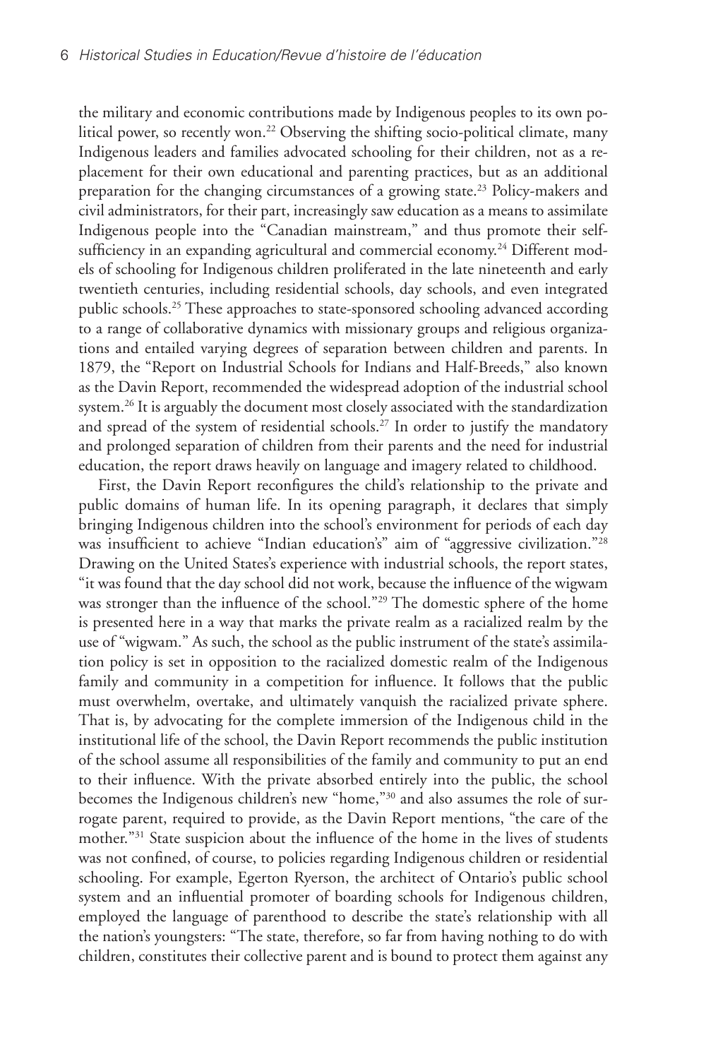the military and economic contributions made by Indigenous peoples to its own political power, so recently won.[22] Observing the shifting socio-political climate, many Indigenous leaders and families advocated schooling for their children, not as a replacement for their own educational and parenting practices, but as an additional preparation for the changing circumstances of a growing state.[23] Policy-makers and civil administrators, for their part, increasingly saw education as a means to assimilate Indigenous people into the "Canadian mainstream," and thus promote their self-sufficiency in an expanding agricultural and commercial economy.[24] Different models of schooling for Indigenous children proliferated in the late nineteenth and early twentieth centuries, including residential schools, day schools, and even integrated public schools.[25] These approaches to state-sponsored schooling advanced according to a range of collaborative dynamics with missionary groups and religious organizations and entailed varying degrees of separation between children and parents. In 1879, the "Report on Industrial Schools for Indians and Half-Breeds," also known as the Davin Report, recommended the widespread adoption of the industrial school system.[26] It is arguably the document most closely associated with the standardization and spread of the system of residential schools.[27] In order to justify the mandatory and prolonged separation of children from their parents and the need for industrial education, the report draws heavily on language and imagery related to childhood.

First, the Davin Report reconfigures the child's relationship to the private and public domains of human life. In its opening paragraph, it declares that simply bringing Indigenous children into the school's environment for periods of each day was insufficient to achieve "Indian education's" aim of "aggressive civilization."[28] Drawing on the United States's experience with industrial schools, the report states, "it was found that the day school did not work, because the influence of the wigwam was stronger than the influence of the school."[29] The domestic sphere of the home is presented here in a way that marks the private realm as a racialized realm by the use of "wigwam." As such, the school as the public instrument of the state's assimilation policy is set in opposition to the racialized domestic realm of the Indigenous family and community in a competition for influence. It follows that the public must overwhelm, overtake, and ultimately vanquish the racialized private sphere. That is, by advocating for the complete immersion of the Indigenous child in the institutional life of the school, the Davin Report recommends the public institution of the school assume all responsibilities of the family and community to put an end to their influence. With the private absorbed entirely into the public, the school becomes the Indigenous children's new "home,"[30] and also assumes the role of surrogate parent, required to provide, as the Davin Report mentions, "the care of the mother."[31] State suspicion about the influence of the home in the lives of students was not confined, of course, to policies regarding Indigenous children or residential schooling. For example, Egerton Ryerson, the architect of Ontario's public school system and an influential promoter of boarding schools for Indigenous children, employed the language of parenthood to describe the state's relationship with all the nation's youngsters: "The state, therefore, so far from having nothing to do with children, constitutes their collective parent and is bound to protect them against any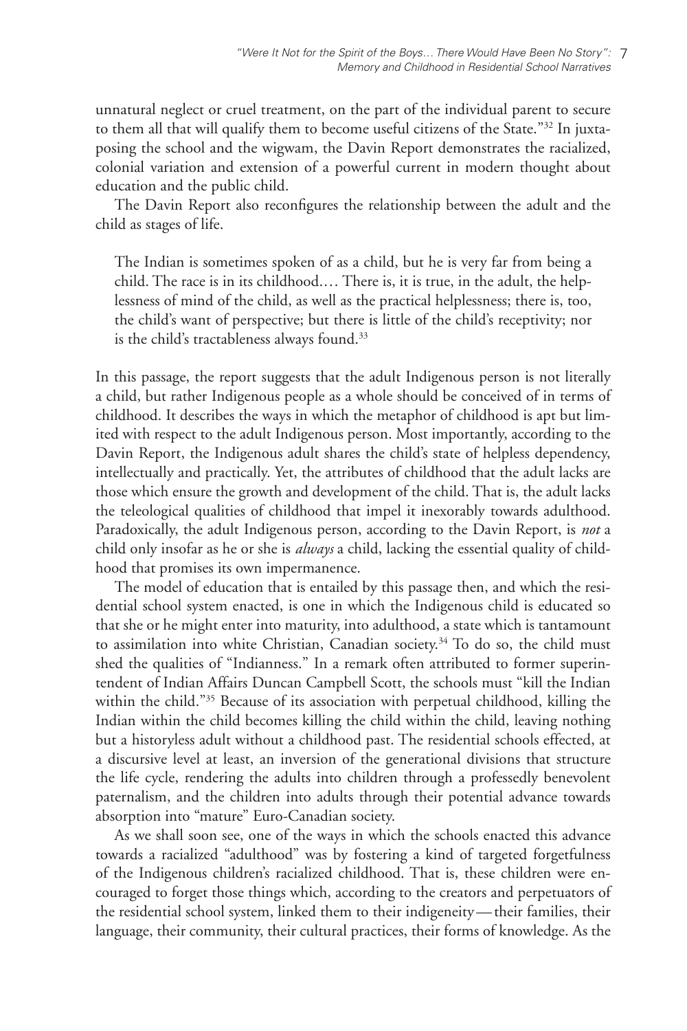unnatural neglect or cruel treatment, on the part of the individual parent to secure to them all that will qualify them to become useful citizens of the State."[32] In juxtaposing the school and the wigwam, the Davin Report demonstrates the racialized, colonial variation and extension of a powerful current in modern thought about education and the public child.

The Davin Report also reconfigures the relationship between the adult and the child as stages of life.

> The Indian is sometimes spoken of as a child, but he is very far from being a child. The race is in its childhood.… There is, it is true, in the adult, the helplessness of mind of the child, as well as the practical helplessness; there is, too, the child's want of perspective; but there is little of the child's receptivity; nor is the child's tractableness always found.[33]

In this passage, the report suggests that the adult Indigenous person is not literally a child, but rather Indigenous people as a whole should be conceived of in terms of childhood. It describes the ways in which the metaphor of childhood is apt but limited with respect to the adult Indigenous person. Most importantly, according to the Davin Report, the Indigenous adult shares the child's state of helpless dependency, intellectually and practically. Yet, the attributes of childhood that the adult lacks are those which ensure the growth and development of the child. That is, the adult lacks the teleological qualities of childhood that impel it inexorably towards adulthood. Paradoxically, the adult Indigenous person, according to the Davin Report, is *not* a child only insofar as he or she is *always* a child, lacking the essential quality of childhood that promises its own impermanence.

The model of education that is entailed by this passage then, and which the residential school system enacted, is one in which the Indigenous child is educated so that she or he might enter into maturity, into adulthood, a state which is tantamount to assimilation into white Christian, Canadian society.[34] To do so, the child must shed the qualities of "Indianness." In a remark often attributed to former superintendent of Indian Affairs Duncan Campbell Scott, the schools must "kill the Indian within the child."[35] Because of its association with perpetual childhood, killing the Indian within the child becomes killing the child within the child, leaving nothing but a historyless adult without a childhood past. The residential schools effected, at a discursive level at least, an inversion of the generational divisions that structure the life cycle, rendering the adults into children through a professedly benevolent paternalism, and the children into adults through their potential advance towards absorption into "mature" Euro-Canadian society.

As we shall soon see, one of the ways in which the schools enacted this advance towards a racialized "adulthood" was by fostering a kind of targeted forgetfulness of the Indigenous children's racialized childhood. That is, these children were encouraged to forget those things which, according to the creators and perpetuators of the residential school system, linked them to their indigeneity—their families, their language, their community, their cultural practices, their forms of knowledge. As the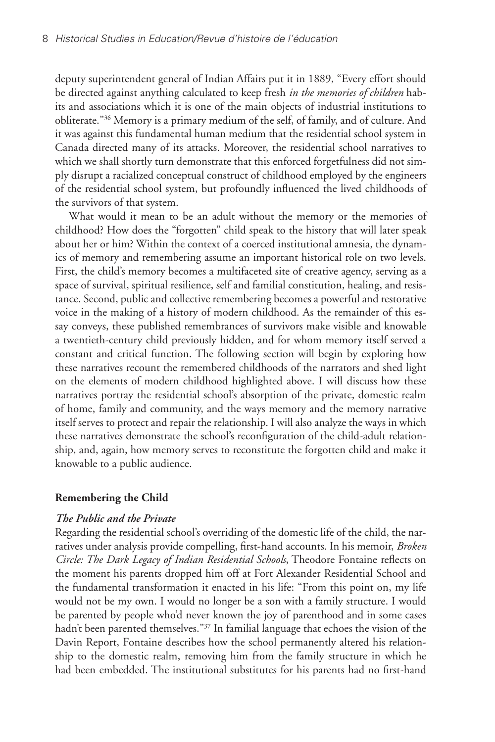deputy superintendent general of Indian Affairs put it in 1889, "Every effort should be directed against anything calculated to keep fresh *in the memories of children* habits and associations which it is one of the main objects of industrial institutions to obliterate."[36] Memory is a primary medium of the self, of family, and of culture. And it was against this fundamental human medium that the residential school system in Canada directed many of its attacks. Moreover, the residential school narratives to which we shall shortly turn demonstrate that this enforced forgetfulness did not simply disrupt a racialized conceptual construct of childhood employed by the engineers of the residential school system, but profoundly influenced the lived childhoods of the survivors of that system.

What would it mean to be an adult without the memory or the memories of childhood? How does the "forgotten" child speak to the history that will later speak about her or him? Within the context of a coerced institutional amnesia, the dynamics of memory and remembering assume an important historical role on two levels. First, the child's memory becomes a multifaceted site of creative agency, serving as a space of survival, spiritual resilience, self and familial constitution, healing, and resistance. Second, public and collective remembering becomes a powerful and restorative voice in the making of a history of modern childhood. As the remainder of this essay conveys, these published remembrances of survivors make visible and knowable a twentieth-century child previously hidden, and for whom memory itself served a constant and critical function. The following section will begin by exploring how these narratives recount the remembered childhoods of the narrators and shed light on the elements of modern childhood highlighted above. I will discuss how these narratives portray the residential school's absorption of the private, domestic realm of home, family and community, and the ways memory and the memory narrative itself serves to protect and repair the relationship. I will also analyze the ways in which these narratives demonstrate the school's reconfiguration of the child-adult relationship, and, again, how memory serves to reconstitute the forgotten child and make it knowable to a public audience.

## Remembering the Child

### *The Public and the Private*

Regarding the residential school's overriding of the domestic life of the child, the narratives under analysis provide compelling, first-hand accounts. In his memoir, *Broken Circle: The Dark Legacy of Indian Residential Schools*, Theodore Fontaine reflects on the moment his parents dropped him off at Fort Alexander Residential School and the fundamental transformation it enacted in his life: "From this point on, my life would not be my own. I would no longer be a son with a family structure. I would be parented by people who'd never known the joy of parenthood and in some cases hadn't been parented themselves."[37] In familial language that echoes the vision of the Davin Report, Fontaine describes how the school permanently altered his relationship to the domestic realm, removing him from the family structure in which he had been embedded. The institutional substitutes for his parents had no first-hand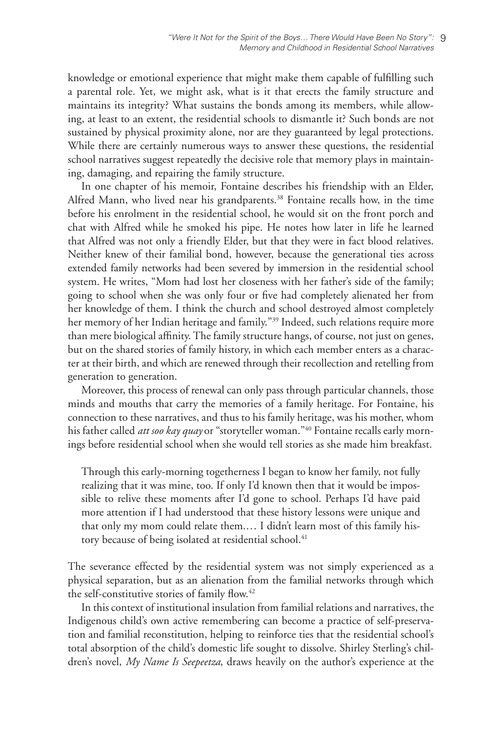knowledge or emotional experience that might make them capable of fulfilling such a parental role. Yet, we might ask, what is it that erects the family structure and maintains its integrity? What sustains the bonds among its members, while allowing, at least to an extent, the residential schools to dismantle it? Such bonds are not sustained by physical proximity alone, nor are they guaranteed by legal protections. While there are certainly numerous ways to answer these questions, the residential school narratives suggest repeatedly the decisive role that memory plays in maintaining, damaging, and repairing the family structure.

In one chapter of his memoir, Fontaine describes his friendship with an Elder, Alfred Mann, who lived near his grandparents.[38] Fontaine recalls how, in the time before his enrolment in the residential school, he would sit on the front porch and chat with Alfred while he smoked his pipe. He notes how later in life he learned that Alfred was not only a friendly Elder, but that they were in fact blood relatives. Neither knew of their familial bond, however, because the generational ties across extended family networks had been severed by immersion in the residential school system. He writes, "Mom had lost her closeness with her father's side of the family; going to school when she was only four or five had completely alienated her from her knowledge of them. I think the church and school destroyed almost completely her memory of her Indian heritage and family."[39] Indeed, such relations require more than mere biological affinity. The family structure hangs, of course, not just on genes, but on the shared stories of family history, in which each member enters as a character at their birth, and which are renewed through their recollection and retelling from generation to generation.

Moreover, this process of renewal can only pass through particular channels, those minds and mouths that carry the memories of a family heritage. For Fontaine, his connection to these narratives, and thus to his family heritage, was his mother, whom his father called *att soo kay quay* or "storyteller woman."[40] Fontaine recalls early mornings before residential school when she would tell stories as she made him breakfast.

> Through this early-morning togetherness I began to know her family, not fully realizing that it was mine, too. If only I'd known then that it would be impossible to relive these moments after I'd gone to school. Perhaps I'd have paid more attention if I had understood that these history lessons were unique and that only my mom could relate them.… I didn't learn most of this family history because of being isolated at residential school.[41]

The severance effected by the residential system was not simply experienced as a physical separation, but as an alienation from the familial networks through which the self-constitutive stories of family flow.[42]

In this context of institutional insulation from familial relations and narratives, the Indigenous child's own active remembering can become a practice of self-preservation and familial reconstitution, helping to reinforce ties that the residential school's total absorption of the child's domestic life sought to dissolve. Shirley Sterling's children's novel, *My Name Is Seepeetza*, draws heavily on the author's experience at the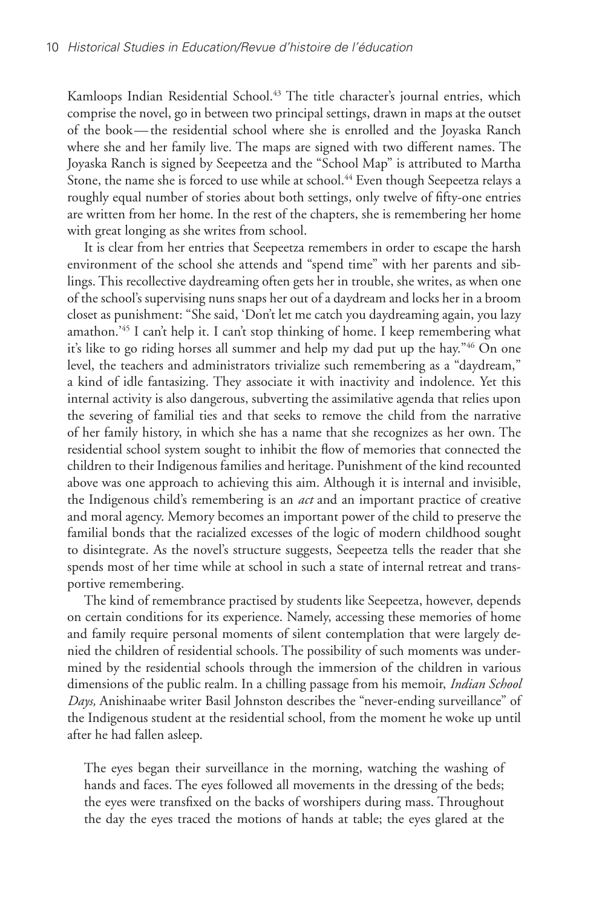Kamloops Indian Residential School.[43] The title character's journal entries, which comprise the novel, go in between two principal settings, drawn in maps at the outset of the book — the residential school where she is enrolled and the Joyaska Ranch where she and her family live. The maps are signed with two different names. The Joyaska Ranch is signed by Seepeetza and the "School Map" is attributed to Martha Stone, the name she is forced to use while at school.[44] Even though Seepeetza relays a roughly equal number of stories about both settings, only twelve of fifty-one entries are written from her home. In the rest of the chapters, she is remembering her home with great longing as she writes from school.

It is clear from her entries that Seepeetza remembers in order to escape the harsh environment of the school she attends and "spend time" with her parents and siblings. This recollective daydreaming often gets her in trouble, she writes, as when one of the school's supervising nuns snaps her out of a daydream and locks her in a broom closet as punishment: "She said, 'Don't let me catch you daydreaming again, you lazy amathon.'[45] I can't help it. I can't stop thinking of home. I keep remembering what it's like to go riding horses all summer and help my dad put up the hay."[46] On one level, the teachers and administrators trivialize such remembering as a "daydream," a kind of idle fantasizing. They associate it with inactivity and indolence. Yet this internal activity is also dangerous, subverting the assimilative agenda that relies upon the severing of familial ties and that seeks to remove the child from the narrative of her family history, in which she has a name that she recognizes as her own. The residential school system sought to inhibit the flow of memories that connected the children to their Indigenous families and heritage. Punishment of the kind recounted above was one approach to achieving this aim. Although it is internal and invisible, the Indigenous child's remembering is an *act* and an important practice of creative and moral agency. Memory becomes an important power of the child to preserve the familial bonds that the racialized excesses of the logic of modern childhood sought to disintegrate. As the novel's structure suggests, Seepeetza tells the reader that she spends most of her time while at school in such a state of internal retreat and transportive remembering.

The kind of remembrance practised by students like Seepeetza, however, depends on certain conditions for its experience. Namely, accessing these memories of home and family require personal moments of silent contemplation that were largely denied the children of residential schools. The possibility of such moments was undermined by the residential schools through the immersion of the children in various dimensions of the public realm. In a chilling passage from his memoir, *Indian School Days,* Anishinaabe writer Basil Johnston describes the "never-ending surveillance" of the Indigenous student at the residential school, from the moment he woke up until after he had fallen asleep.

> The eyes began their surveillance in the morning, watching the washing of hands and faces. The eyes followed all movements in the dressing of the beds; the eyes were transfixed on the backs of worshipers during mass. Throughout the day the eyes traced the motions of hands at table; the eyes glared at the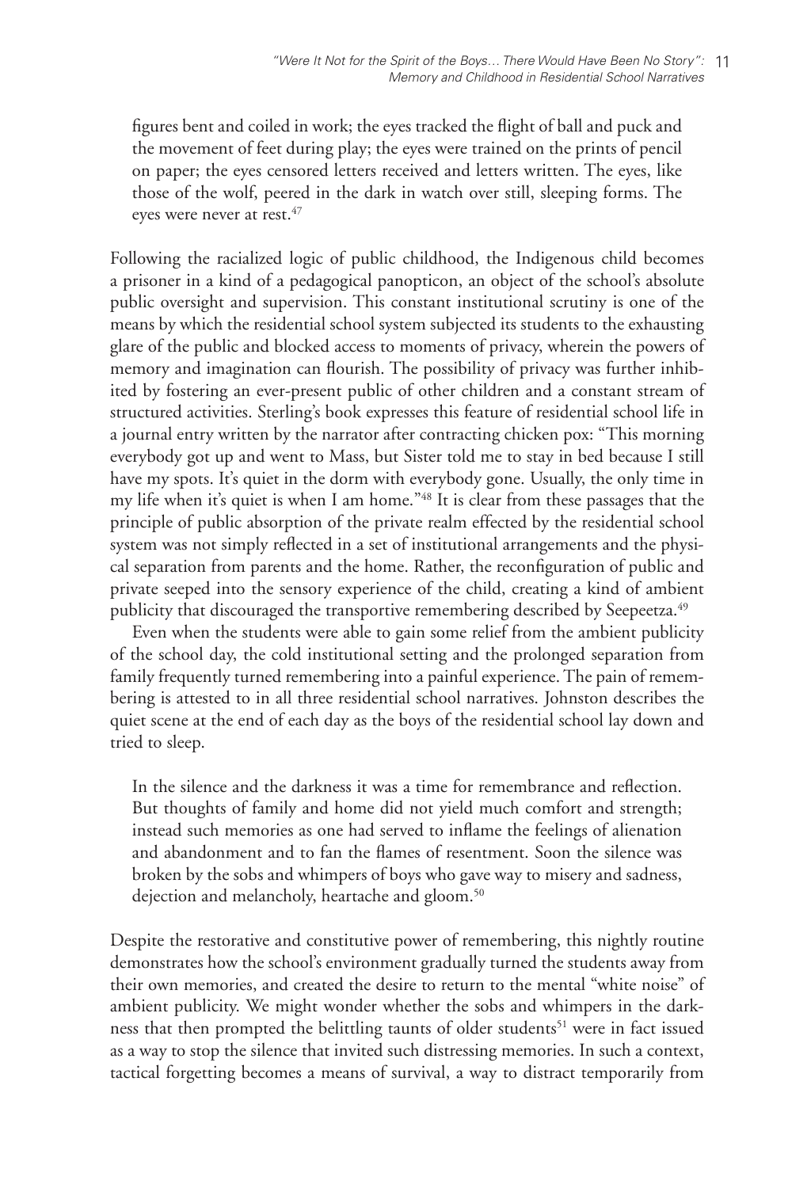figures bent and coiled in work; the eyes tracked the flight of ball and puck and the movement of feet during play; the eyes were trained on the prints of pencil on paper; the eyes censored letters received and letters written. The eyes, like those of the wolf, peered in the dark in watch over still, sleeping forms. The eyes were never at rest.[47]

Following the racialized logic of public childhood, the Indigenous child becomes a prisoner in a kind of a pedagogical panopticon, an object of the school's absolute public oversight and supervision. This constant institutional scrutiny is one of the means by which the residential school system subjected its students to the exhausting glare of the public and blocked access to moments of privacy, wherein the powers of memory and imagination can flourish. The possibility of privacy was further inhibited by fostering an ever-present public of other children and a constant stream of structured activities. Sterling's book expresses this feature of residential school life in a journal entry written by the narrator after contracting chicken pox: "This morning everybody got up and went to Mass, but Sister told me to stay in bed because I still have my spots. It's quiet in the dorm with everybody gone. Usually, the only time in my life when it's quiet is when I am home."[48] It is clear from these passages that the principle of public absorption of the private realm effected by the residential school system was not simply reflected in a set of institutional arrangements and the physical separation from parents and the home. Rather, the reconfiguration of public and private seeped into the sensory experience of the child, creating a kind of ambient publicity that discouraged the transportive remembering described by Seepeetza.[49]

Even when the students were able to gain some relief from the ambient publicity of the school day, the cold institutional setting and the prolonged separation from family frequently turned remembering into a painful experience. The pain of remembering is attested to in all three residential school narratives. Johnston describes the quiet scene at the end of each day as the boys of the residential school lay down and tried to sleep.

> In the silence and the darkness it was a time for remembrance and reflection. But thoughts of family and home did not yield much comfort and strength; instead such memories as one had served to inflame the feelings of alienation and abandonment and to fan the flames of resentment. Soon the silence was broken by the sobs and whimpers of boys who gave way to misery and sadness, dejection and melancholy, heartache and gloom.[50]

Despite the restorative and constitutive power of remembering, this nightly routine demonstrates how the school's environment gradually turned the students away from their own memories, and created the desire to return to the mental "white noise" of ambient publicity. We might wonder whether the sobs and whimpers in the darkness that then prompted the belittling taunts of older students[51] were in fact issued as a way to stop the silence that invited such distressing memories. In such a context, tactical forgetting becomes a means of survival, a way to distract temporarily from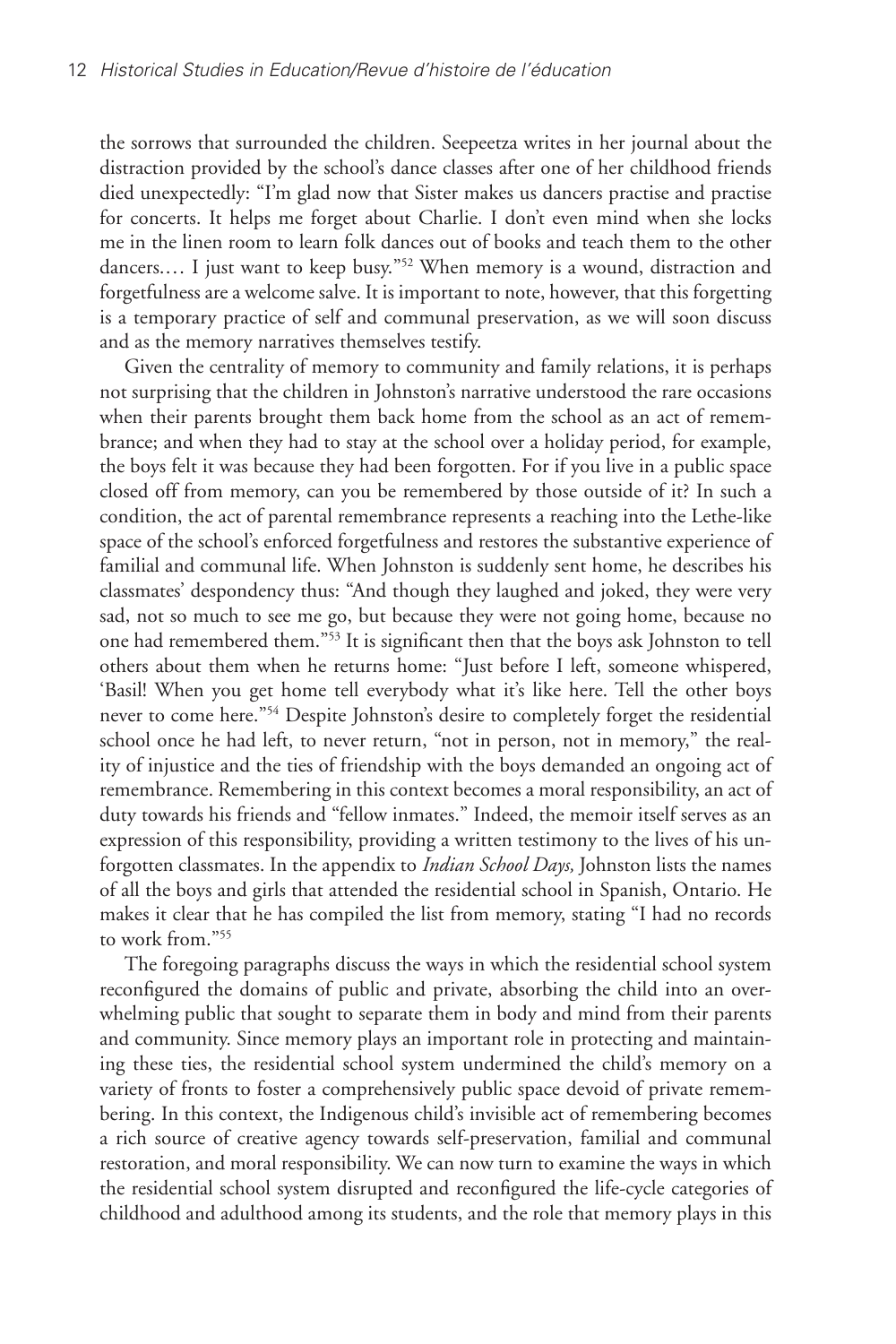the sorrows that surrounded the children. Seepeetza writes in her journal about the distraction provided by the school's dance classes after one of her childhood friends died unexpectedly: "I'm glad now that Sister makes us dancers practise and practise for concerts. It helps me forget about Charlie. I don't even mind when she locks me in the linen room to learn folk dances out of books and teach them to the other dancers.… I just want to keep busy."[52] When memory is a wound, distraction and forgetfulness are a welcome salve. It is important to note, however, that this forgetting is a temporary practice of self and communal preservation, as we will soon discuss and as the memory narratives themselves testify.

Given the centrality of memory to community and family relations, it is perhaps not surprising that the children in Johnston's narrative understood the rare occasions when their parents brought them back home from the school as an act of remembrance; and when they had to stay at the school over a holiday period, for example, the boys felt it was because they had been forgotten. For if you live in a public space closed off from memory, can you be remembered by those outside of it? In such a condition, the act of parental remembrance represents a reaching into the Lethe-like space of the school's enforced forgetfulness and restores the substantive experience of familial and communal life. When Johnston is suddenly sent home, he describes his classmates' despondency thus: "And though they laughed and joked, they were very sad, not so much to see me go, but because they were not going home, because no one had remembered them."[53] It is significant then that the boys ask Johnston to tell others about them when he returns home: "Just before I left, someone whispered, 'Basil! When you get home tell everybody what it's like here. Tell the other boys never to come here.'"[54] Despite Johnston's desire to completely forget the residential school once he had left, to never return, "not in person, not in memory," the reality of injustice and the ties of friendship with the boys demanded an ongoing act of remembrance. Remembering in this context becomes a moral responsibility, an act of duty towards his friends and "fellow inmates." Indeed, the memoir itself serves as an expression of this responsibility, providing a written testimony to the lives of his unforgotten classmates. In the appendix to *Indian School Days,* Johnston lists the names of all the boys and girls that attended the residential school in Spanish, Ontario. He makes it clear that he has compiled the list from memory, stating "I had no records to work from."[55]

The foregoing paragraphs discuss the ways in which the residential school system reconfigured the domains of public and private, absorbing the child into an overwhelming public that sought to separate them in body and mind from their parents and community. Since memory plays an important role in protecting and maintaining these ties, the residential school system undermined the child's memory on a variety of fronts to foster a comprehensively public space devoid of private remembering. In this context, the Indigenous child's invisible act of remembering becomes a rich source of creative agency towards self-preservation, familial and communal restoration, and moral responsibility. We can now turn to examine the ways in which the residential school system disrupted and reconfigured the life-cycle categories of childhood and adulthood among its students, and the role that memory plays in this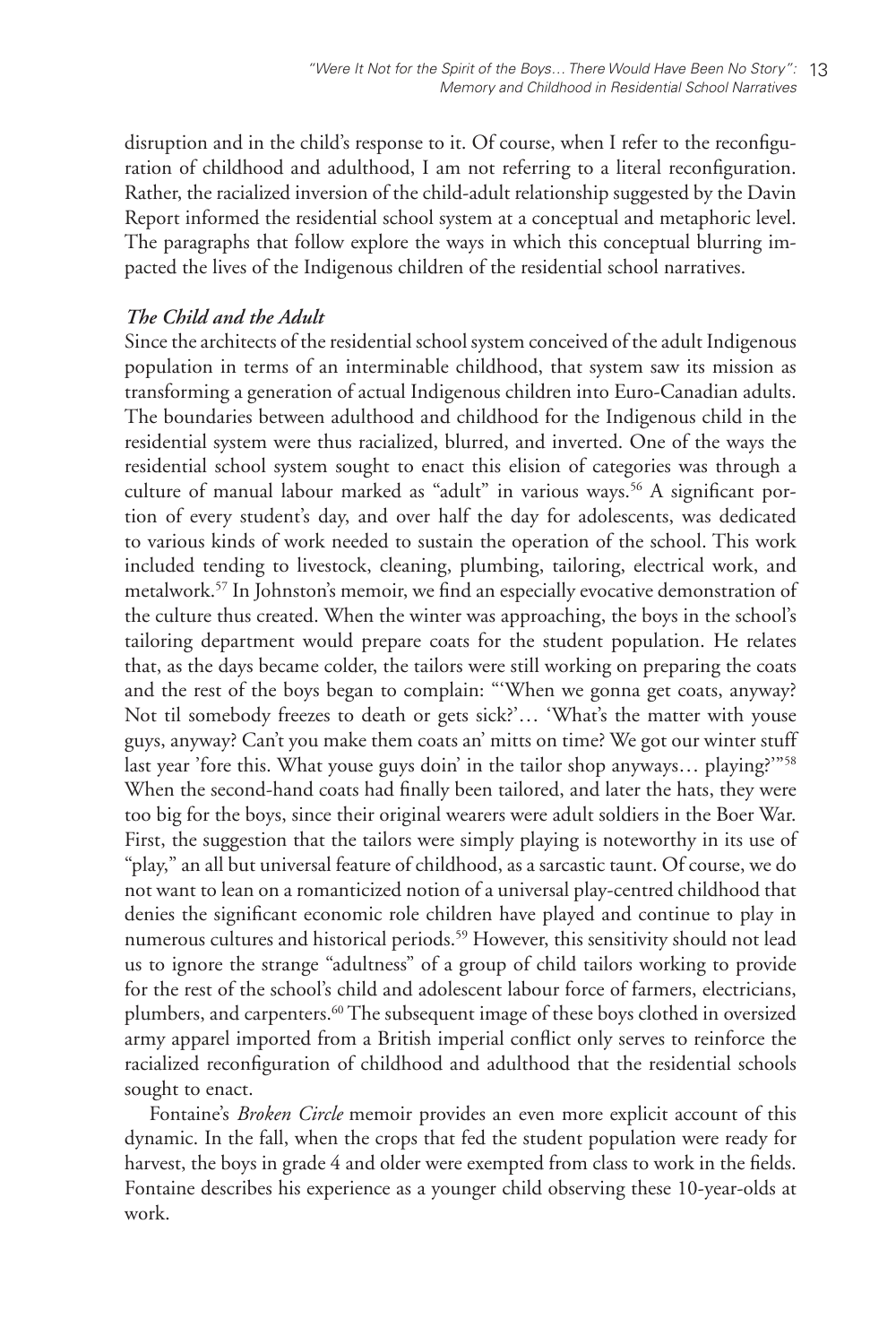disruption and in the child's response to it. Of course, when I refer to the reconfiguration of childhood and adulthood, I am not referring to a literal reconfiguration. Rather, the racialized inversion of the child-adult relationship suggested by the Davin Report informed the residential school system at a conceptual and metaphoric level. The paragraphs that follow explore the ways in which this conceptual blurring impacted the lives of the Indigenous children of the residential school narratives.

### *The Child and the Adult*

Since the architects of the residential school system conceived of the adult Indigenous population in terms of an interminable childhood, that system saw its mission as transforming a generation of actual Indigenous children into Euro-Canadian adults. The boundaries between adulthood and childhood for the Indigenous child in the residential system were thus racialized, blurred, and inverted. One of the ways the residential school system sought to enact this elision of categories was through a culture of manual labour marked as "adult" in various ways.[56] A significant portion of every student's day, and over half the day for adolescents, was dedicated to various kinds of work needed to sustain the operation of the school. This work included tending to livestock, cleaning, plumbing, tailoring, electrical work, and metalwork.[57] In Johnston's memoir, we find an especially evocative demonstration of the culture thus created. When the winter was approaching, the boys in the school's tailoring department would prepare coats for the student population. He relates that, as the days became colder, the tailors were still working on preparing the coats and the rest of the boys began to complain: "'When we gonna get coats, anyway? Not til somebody freezes to death or gets sick?'… 'What's the matter with youse guys, anyway? Can't you make them coats an' mitts on time? We got our winter stuff last year 'fore this. What youse guys doin' in the tailor shop anyways… playing?'"[58] When the second-hand coats had finally been tailored, and later the hats, they were too big for the boys, since their original wearers were adult soldiers in the Boer War. First, the suggestion that the tailors were simply playing is noteworthy in its use of "play," an all but universal feature of childhood, as a sarcastic taunt. Of course, we do not want to lean on a romanticized notion of a universal play-centred childhood that denies the significant economic role children have played and continue to play in numerous cultures and historical periods.[59] However, this sensitivity should not lead us to ignore the strange "adultness" of a group of child tailors working to provide for the rest of the school's child and adolescent labour force of farmers, electricians, plumbers, and carpenters.[60] The subsequent image of these boys clothed in oversized army apparel imported from a British imperial conflict only serves to reinforce the racialized reconfiguration of childhood and adulthood that the residential schools sought to enact.

Fontaine's *Broken Circle* memoir provides an even more explicit account of this dynamic. In the fall, when the crops that fed the student population were ready for harvest, the boys in grade 4 and older were exempted from class to work in the fields. Fontaine describes his experience as a younger child observing these 10-year-olds at work.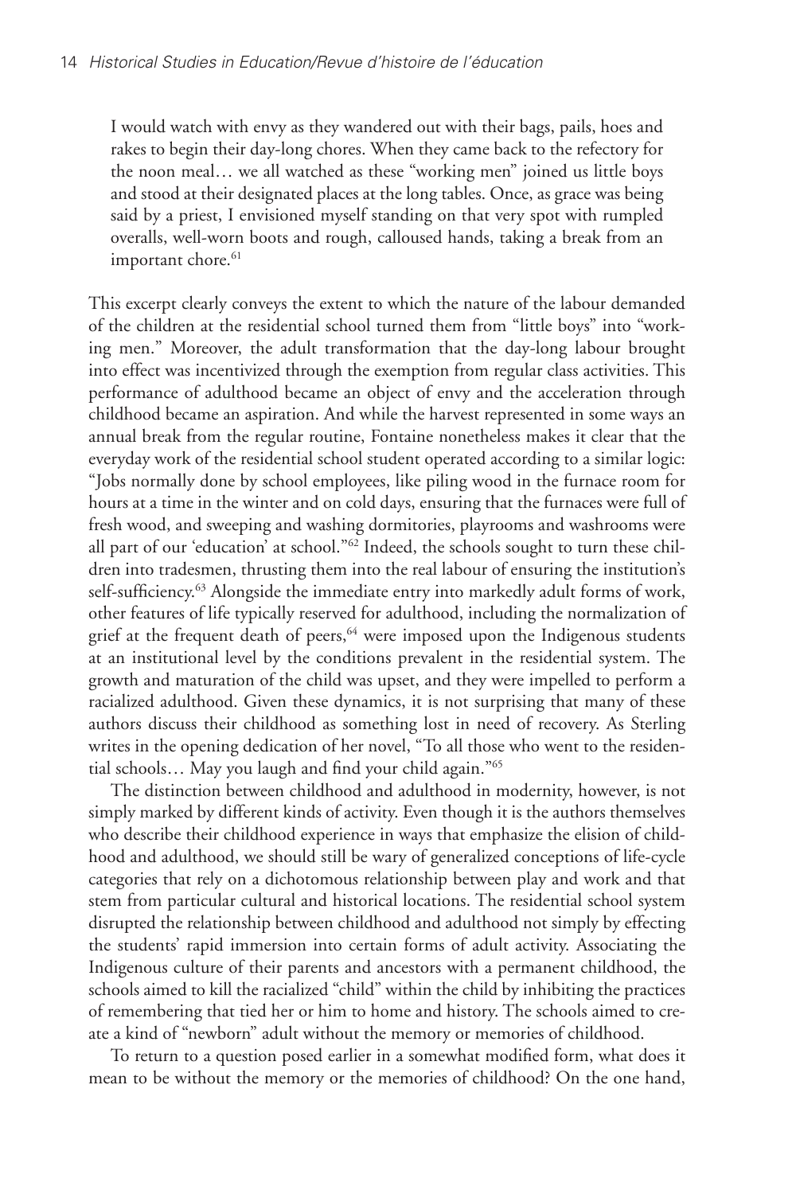> I would watch with envy as they wandered out with their bags, pails, hoes and rakes to begin their day-long chores. When they came back to the refectory for the noon meal… we all watched as these "working men" joined us little boys and stood at their designated places at the long tables. Once, as grace was being said by a priest, I envisioned myself standing on that very spot with rumpled overalls, well-worn boots and rough, calloused hands, taking a break from an important chore.[61]

This excerpt clearly conveys the extent to which the nature of the labour demanded of the children at the residential school turned them from "little boys" into "working men." Moreover, the adult transformation that the day-long labour brought into effect was incentivized through the exemption from regular class activities. This performance of adulthood became an object of envy and the acceleration through childhood became an aspiration. And while the harvest represented in some ways an annual break from the regular routine, Fontaine nonetheless makes it clear that the everyday work of the residential school student operated according to a similar logic: "Jobs normally done by school employees, like piling wood in the furnace room for hours at a time in the winter and on cold days, ensuring that the furnaces were full of fresh wood, and sweeping and washing dormitories, playrooms and washrooms were all part of our 'education' at school."[62] Indeed, the schools sought to turn these children into tradesmen, thrusting them into the real labour of ensuring the institution's self-sufficiency.[63] Alongside the immediate entry into markedly adult forms of work, other features of life typically reserved for adulthood, including the normalization of grief at the frequent death of peers,[64] were imposed upon the Indigenous students at an institutional level by the conditions prevalent in the residential system. The growth and maturation of the child was upset, and they were impelled to perform a racialized adulthood. Given these dynamics, it is not surprising that many of these authors discuss their childhood as something lost in need of recovery. As Sterling writes in the opening dedication of her novel, "To all those who went to the residential schools… May you laugh and find your child again."[65]

The distinction between childhood and adulthood in modernity, however, is not simply marked by different kinds of activity. Even though it is the authors themselves who describe their childhood experience in ways that emphasize the elision of childhood and adulthood, we should still be wary of generalized conceptions of life-cycle categories that rely on a dichotomous relationship between play and work and that stem from particular cultural and historical locations. The residential school system disrupted the relationship between childhood and adulthood not simply by effecting the students' rapid immersion into certain forms of adult activity. Associating the Indigenous culture of their parents and ancestors with a permanent childhood, the schools aimed to kill the racialized "child" within the child by inhibiting the practices of remembering that tied her or him to home and history. The schools aimed to create a kind of "newborn" adult without the memory or memories of childhood.

To return to a question posed earlier in a somewhat modified form, what does it mean to be without the memory or the memories of childhood? On the one hand,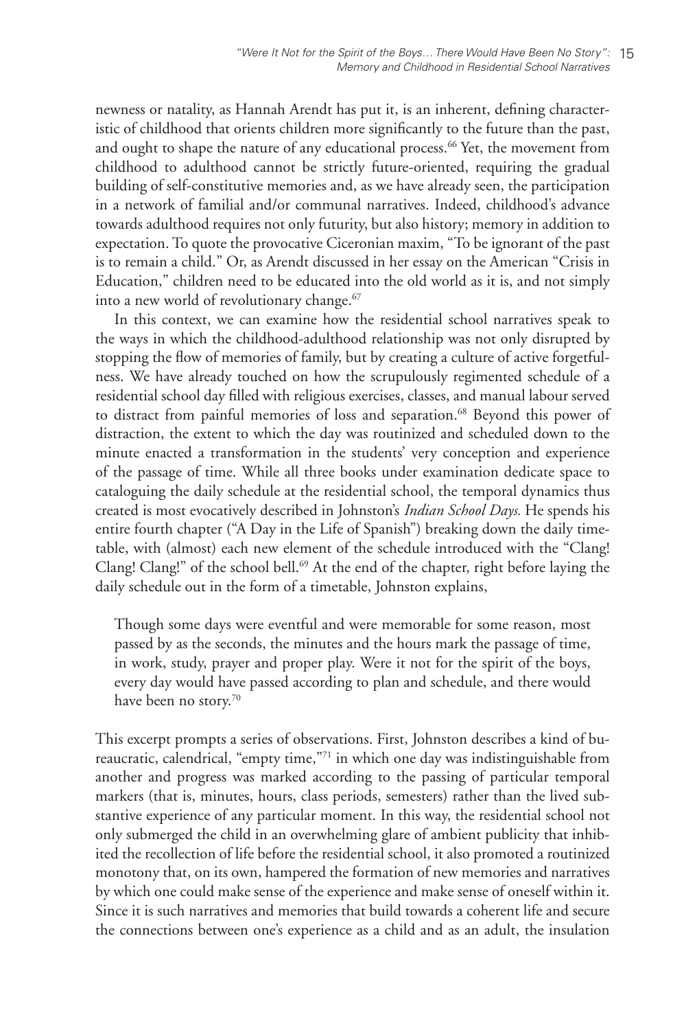newness or natality, as Hannah Arendt has put it, is an inherent, defining characteristic of childhood that orients children more significantly to the future than the past, and ought to shape the nature of any educational process.[66] Yet, the movement from childhood to adulthood cannot be strictly future-oriented, requiring the gradual building of self-constitutive memories and, as we have already seen, the participation in a network of familial and/or communal narratives. Indeed, childhood's advance towards adulthood requires not only futurity, but also history; memory in addition to expectation. To quote the provocative Ciceronian maxim, "To be ignorant of the past is to remain a child." Or, as Arendt discussed in her essay on the American "Crisis in Education," children need to be educated into the old world as it is, and not simply into a new world of revolutionary change.[67]

In this context, we can examine how the residential school narratives speak to the ways in which the childhood-adulthood relationship was not only disrupted by stopping the flow of memories of family, but by creating a culture of active forgetfulness. We have already touched on how the scrupulously regimented schedule of a residential school day filled with religious exercises, classes, and manual labour served to distract from painful memories of loss and separation.[68] Beyond this power of distraction, the extent to which the day was routinized and scheduled down to the minute enacted a transformation in the students' very conception and experience of the passage of time. While all three books under examination dedicate space to cataloguing the daily schedule at the residential school, the temporal dynamics thus created is most evocatively described in Johnston's *Indian School Days.* He spends his entire fourth chapter ("A Day in the Life of Spanish") breaking down the daily timetable, with (almost) each new element of the schedule introduced with the "Clang! Clang! Clang!" of the school bell.[69] At the end of the chapter, right before laying the daily schedule out in the form of a timetable, Johnston explains,

> Though some days were eventful and were memorable for some reason, most passed by as the seconds, the minutes and the hours mark the passage of time, in work, study, prayer and proper play. Were it not for the spirit of the boys, every day would have passed according to plan and schedule, and there would have been no story.[70]

This excerpt prompts a series of observations. First, Johnston describes a kind of bureaucratic, calendrical, "empty time,"[71] in which one day was indistinguishable from another and progress was marked according to the passing of particular temporal markers (that is, minutes, hours, class periods, semesters) rather than the lived substantive experience of any particular moment. In this way, the residential school not only submerged the child in an overwhelming glare of ambient publicity that inhibited the recollection of life before the residential school, it also promoted a routinized monotony that, on its own, hampered the formation of new memories and narratives by which one could make sense of the experience and make sense of oneself within it. Since it is such narratives and memories that build towards a coherent life and secure the connections between one's experience as a child and as an adult, the insulation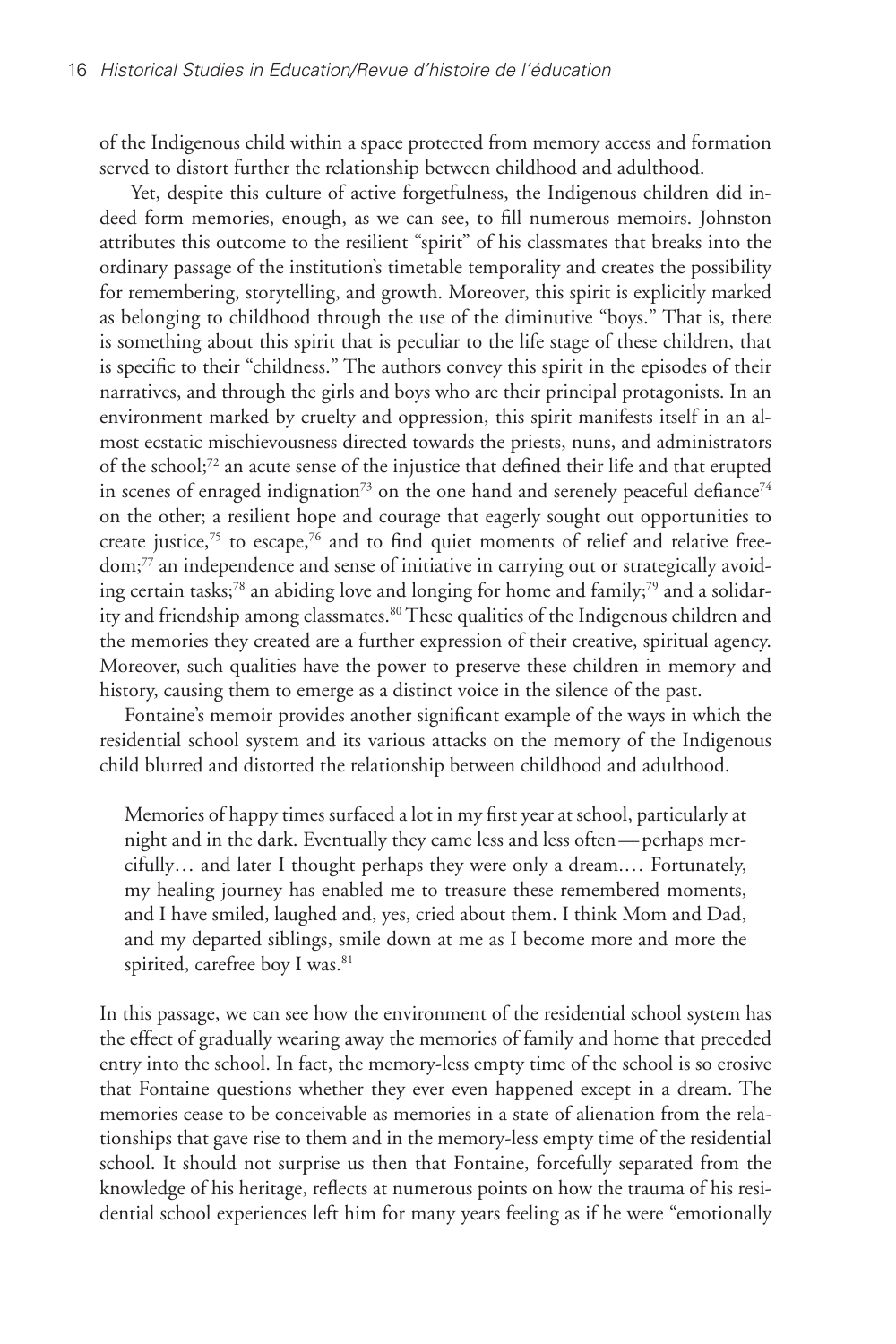of the Indigenous child within a space protected from memory access and formation served to distort further the relationship between childhood and adulthood.

Yet, despite this culture of active forgetfulness, the Indigenous children did indeed form memories, enough, as we can see, to fill numerous memoirs. Johnston attributes this outcome to the resilient "spirit" of his classmates that breaks into the ordinary passage of the institution's timetable temporality and creates the possibility for remembering, storytelling, and growth. Moreover, this spirit is explicitly marked as belonging to childhood through the use of the diminutive "boys." That is, there is something about this spirit that is peculiar to the life stage of these children, that is specific to their "childness." The authors convey this spirit in the episodes of their narratives, and through the girls and boys who are their principal protagonists. In an environment marked by cruelty and oppression, this spirit manifests itself in an almost ecstatic mischievousness directed towards the priests, nuns, and administrators of the school;[72] an acute sense of the injustice that defined their life and that erupted in scenes of enraged indignation[73] on the one hand and serenely peaceful defiance[74] on the other; a resilient hope and courage that eagerly sought out opportunities to create justice,[75] to escape,[76] and to find quiet moments of relief and relative freedom;[77] an independence and sense of initiative in carrying out or strategically avoiding certain tasks;[78] an abiding love and longing for home and family;[79] and a solidarity and friendship among classmates.[80] These qualities of the Indigenous children and the memories they created are a further expression of their creative, spiritual agency. Moreover, such qualities have the power to preserve these children in memory and history, causing them to emerge as a distinct voice in the silence of the past.

Fontaine's memoir provides another significant example of the ways in which the residential school system and its various attacks on the memory of the Indigenous child blurred and distorted the relationship between childhood and adulthood.

> Memories of happy times surfaced a lot in my first year at school, particularly at night and in the dark. Eventually they came less and less often — perhaps mercifully… and later I thought perhaps they were only a dream.… Fortunately, my healing journey has enabled me to treasure these remembered moments, and I have smiled, laughed and, yes, cried about them. I think Mom and Dad, and my departed siblings, smile down at me as I become more and more the spirited, carefree boy I was.[81]

In this passage, we can see how the environment of the residential school system has the effect of gradually wearing away the memories of family and home that preceded entry into the school. In fact, the memory-less empty time of the school is so erosive that Fontaine questions whether they ever even happened except in a dream. The memories cease to be conceivable as memories in a state of alienation from the relationships that gave rise to them and in the memory-less empty time of the residential school. It should not surprise us then that Fontaine, forcefully separated from the knowledge of his heritage, reflects at numerous points on how the trauma of his residential school experiences left him for many years feeling as if he were "emotionally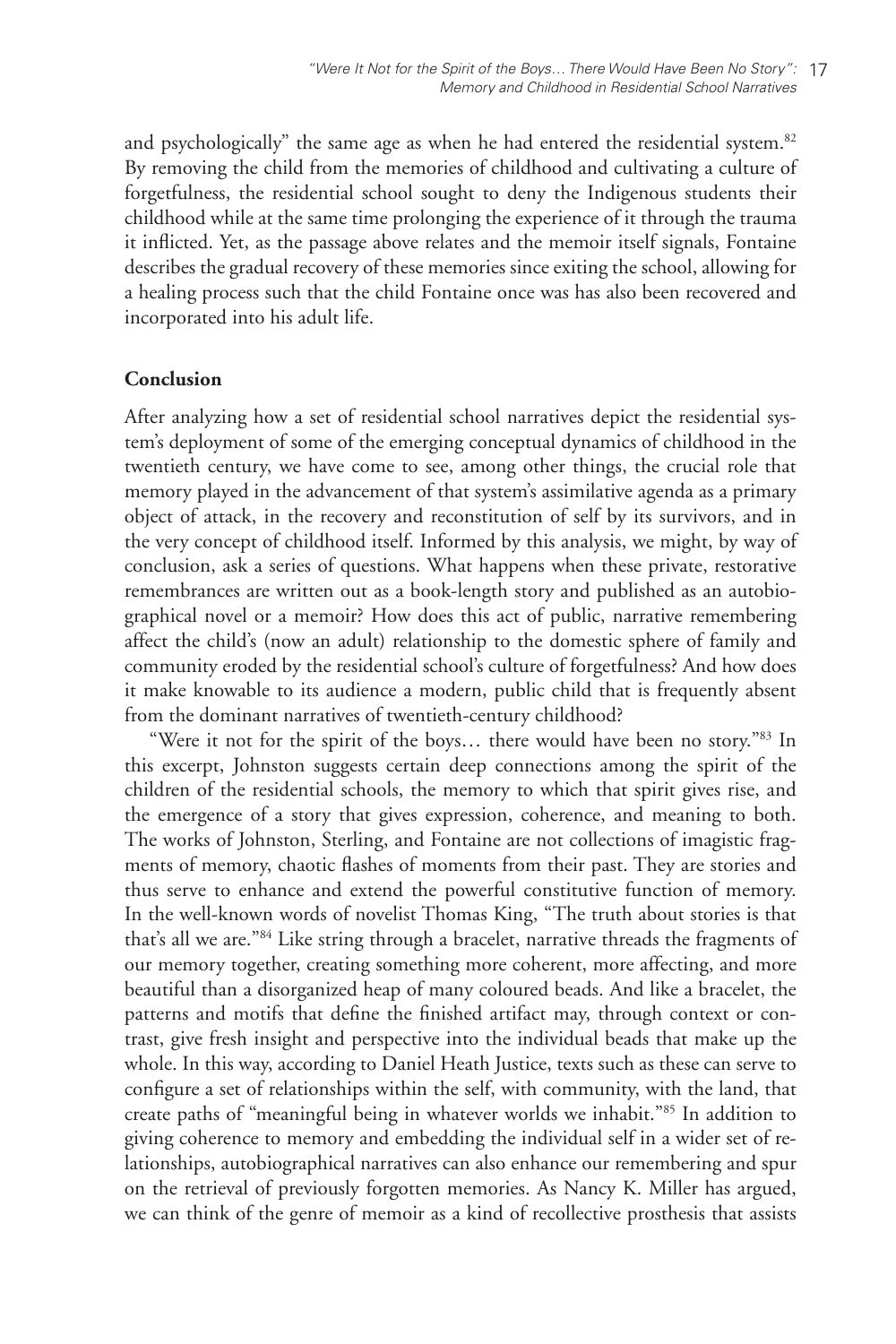and psychologically" the same age as when he had entered the residential system.[82] By removing the child from the memories of childhood and cultivating a culture of forgetfulness, the residential school sought to deny the Indigenous students their childhood while at the same time prolonging the experience of it through the trauma it inflicted. Yet, as the passage above relates and the memoir itself signals, Fontaine describes the gradual recovery of these memories since exiting the school, allowing for a healing process such that the child Fontaine once was has also been recovered and incorporated into his adult life.

## Conclusion

After analyzing how a set of residential school narratives depict the residential system's deployment of some of the emerging conceptual dynamics of childhood in the twentieth century, we have come to see, among other things, the crucial role that memory played in the advancement of that system's assimilative agenda as a primary object of attack, in the recovery and reconstitution of self by its survivors, and in the very concept of childhood itself. Informed by this analysis, we might, by way of conclusion, ask a series of questions. What happens when these private, restorative remembrances are written out as a book-length story and published as an autobiographical novel or a memoir? How does this act of public, narrative remembering affect the child's (now an adult) relationship to the domestic sphere of family and community eroded by the residential school's culture of forgetfulness? And how does it make knowable to its audience a modern, public child that is frequently absent from the dominant narratives of twentieth-century childhood?

"Were it not for the spirit of the boys… there would have been no story."[83] In this excerpt, Johnston suggests certain deep connections among the spirit of the children of the residential schools, the memory to which that spirit gives rise, and the emergence of a story that gives expression, coherence, and meaning to both. The works of Johnston, Sterling, and Fontaine are not collections of imagistic fragments of memory, chaotic flashes of moments from their past. They are stories and thus serve to enhance and extend the powerful constitutive function of memory. In the well-known words of novelist Thomas King, "The truth about stories is that that's all we are."[84] Like string through a bracelet, narrative threads the fragments of our memory together, creating something more coherent, more affecting, and more beautiful than a disorganized heap of many coloured beads. And like a bracelet, the patterns and motifs that define the finished artifact may, through context or contrast, give fresh insight and perspective into the individual beads that make up the whole. In this way, according to Daniel Heath Justice, texts such as these can serve to configure a set of relationships within the self, with community, with the land, that create paths of "meaningful being in whatever worlds we inhabit."[85] In addition to giving coherence to memory and embedding the individual self in a wider set of relationships, autobiographical narratives can also enhance our remembering and spur on the retrieval of previously forgotten memories. As Nancy K. Miller has argued, we can think of the genre of memoir as a kind of recollective prosthesis that assists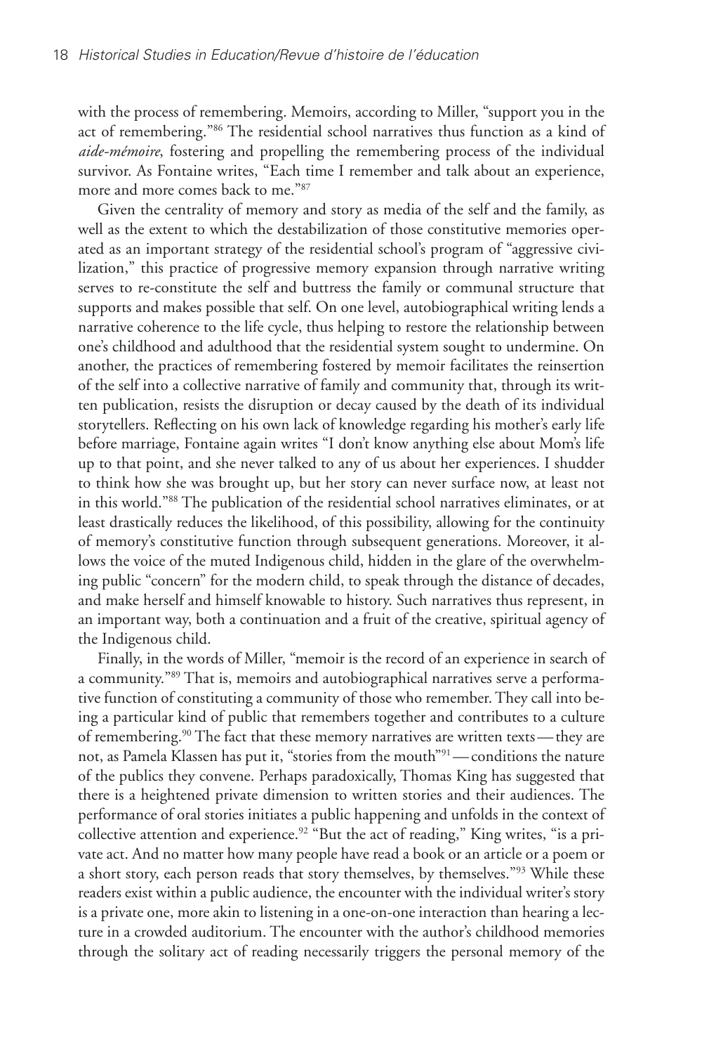with the process of remembering. Memoirs, according to Miller, "support you in the act of remembering."[86] The residential school narratives thus function as a kind of *aide-mémoire*, fostering and propelling the remembering process of the individual survivor. As Fontaine writes, "Each time I remember and talk about an experience, more and more comes back to me."[87]

Given the centrality of memory and story as media of the self and the family, as well as the extent to which the destabilization of those constitutive memories operated as an important strategy of the residential school's program of "aggressive civilization," this practice of progressive memory expansion through narrative writing serves to re-constitute the self and buttress the family or communal structure that supports and makes possible that self. On one level, autobiographical writing lends a narrative coherence to the life cycle, thus helping to restore the relationship between one's childhood and adulthood that the residential system sought to undermine. On another, the practices of remembering fostered by memoir facilitates the reinsertion of the self into a collective narrative of family and community that, through its written publication, resists the disruption or decay caused by the death of its individual storytellers. Reflecting on his own lack of knowledge regarding his mother's early life before marriage, Fontaine again writes "I don't know anything else about Mom's life up to that point, and she never talked to any of us about her experiences. I shudder to think how she was brought up, but her story can never surface now, at least not in this world."[88] The publication of the residential school narratives eliminates, or at least drastically reduces the likelihood, of this possibility, allowing for the continuity of memory's constitutive function through subsequent generations. Moreover, it allows the voice of the muted Indigenous child, hidden in the glare of the overwhelming public "concern" for the modern child, to speak through the distance of decades, and make herself and himself knowable to history. Such narratives thus represent, in an important way, both a continuation and a fruit of the creative, spiritual agency of the Indigenous child.

Finally, in the words of Miller, "memoir is the record of an experience in search of a community."[89] That is, memoirs and autobiographical narratives serve a performative function of constituting a community of those who remember. They call into being a particular kind of public that remembers together and contributes to a culture of remembering.[90] The fact that these memory narratives are written texts — they are not, as Pamela Klassen has put it, "stories from the mouth"[91] — conditions the nature of the publics they convene. Perhaps paradoxically, Thomas King has suggested that there is a heightened private dimension to written stories and their audiences. The performance of oral stories initiates a public happening and unfolds in the context of collective attention and experience.[92] "But the act of reading," King writes, "is a private act. And no matter how many people have read a book or an article or a poem or a short story, each person reads that story themselves, by themselves."[93] While these readers exist within a public audience, the encounter with the individual writer's story is a private one, more akin to listening in a one-on-one interaction than hearing a lecture in a crowded auditorium. The encounter with the author's childhood memories through the solitary act of reading necessarily triggers the personal memory of the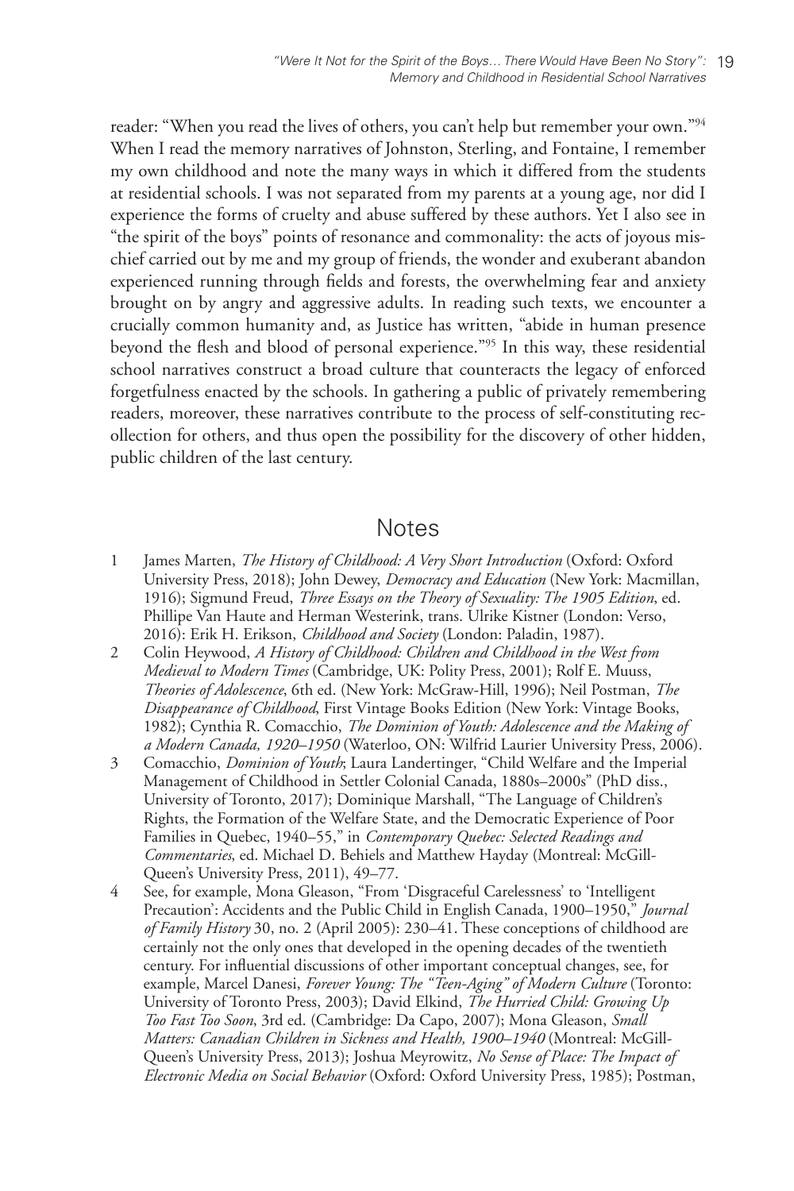reader: "When you read the lives of others, you can't help but remember your own."[94] When I read the memory narratives of Johnston, Sterling, and Fontaine, I remember my own childhood and note the many ways in which it differed from the students at residential schools. I was not separated from my parents at a young age, nor did I experience the forms of cruelty and abuse suffered by these authors. Yet I also see in "the spirit of the boys" points of resonance and commonality: the acts of joyous mischief carried out by me and my group of friends, the wonder and exuberant abandon experienced running through fields and forests, the overwhelming fear and anxiety brought on by angry and aggressive adults. In reading such texts, we encounter a crucially common humanity and, as Justice has written, "abide in human presence beyond the flesh and blood of personal experience."[95] In this way, these residential school narratives construct a broad culture that counteracts the legacy of enforced forgetfulness enacted by the schools. In gathering a public of privately remembering readers, moreover, these narratives contribute to the process of self-constituting recollection for others, and thus open the possibility for the discovery of other hidden, public children of the last century.

## Notes

1. James Marten, *The History of Childhood: A Very Short Introduction* (Oxford: Oxford University Press, 2018); John Dewey, *Democracy and Education* (New York: Macmillan, 1916); Sigmund Freud, *Three Essays on the Theory of Sexuality: The 1905 Edition*, ed. Phillipe Van Haute and Herman Westerink, trans. Ulrike Kistner (London: Verso, 2016): Erik H. Erikson, *Childhood and Society* (London: Paladin, 1987).
2. Colin Heywood, *A History of Childhood: Children and Childhood in the West from Medieval to Modern Times* (Cambridge, UK: Polity Press, 2001); Rolf E. Muuss, *Theories of Adolescence*, 6th ed. (New York: McGraw-Hill, 1996); Neil Postman, *The Disappearance of Childhood*, First Vintage Books Edition (New York: Vintage Books, 1982); Cynthia R. Comacchio, *The Dominion of Youth: Adolescence and the Making of a Modern Canada, 1920–1950* (Waterloo, ON: Wilfrid Laurier University Press, 2006).
3. Comacchio, *Dominion of Youth*; Laura Landertinger, "Child Welfare and the Imperial Management of Childhood in Settler Colonial Canada, 1880s–2000s" (PhD diss., University of Toronto, 2017); Dominique Marshall, "The Language of Children's Rights, the Formation of the Welfare State, and the Democratic Experience of Poor Families in Quebec, 1940–55," in *Contemporary Quebec: Selected Readings and Commentaries*, ed. Michael D. Behiels and Matthew Hayday (Montreal: McGill-Queen's University Press, 2011), 49–77.
4. See, for example, Mona Gleason, "From 'Disgraceful Carelessness' to 'Intelligent Precaution': Accidents and the Public Child in English Canada, 1900–1950," *Journal of Family History* 30, no. 2 (April 2005): 230–41. These conceptions of childhood are certainly not the only ones that developed in the opening decades of the twentieth century. For influential discussions of other important conceptual changes, see, for example, Marcel Danesi, *Forever Young: The "Teen-Aging" of Modern Culture* (Toronto: University of Toronto Press, 2003); David Elkind, *The Hurried Child: Growing Up Too Fast Too Soon*, 3rd ed. (Cambridge: Da Capo, 2007); Mona Gleason, *Small Matters: Canadian Children in Sickness and Health, 1900–1940* (Montreal: McGill-Queen's University Press, 2013); Joshua Meyrowitz, *No Sense of Place: The Impact of Electronic Media on Social Behavior* (Oxford: Oxford University Press, 1985); Postman,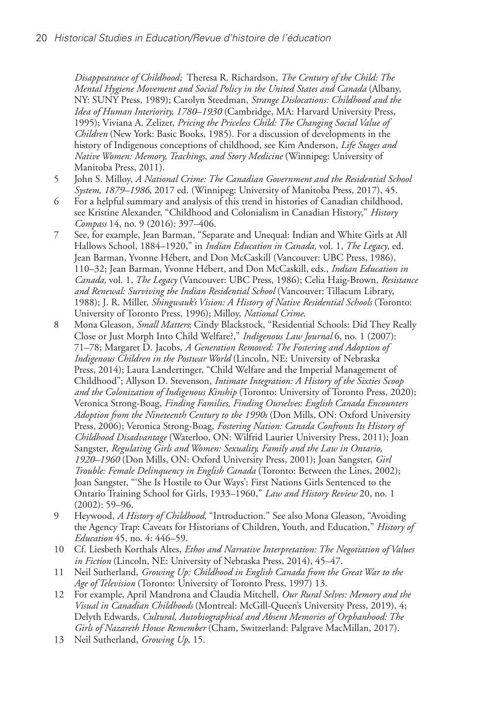*Disappearance of Childhood;* Theresa R. Richardson, *The Century of the Child: The Mental Hygiene Movement and Social Policy in the United States and Canada* (Albany, NY: SUNY Press, 1989); Carolyn Steedman, *Strange Dislocations: Childhood and the Idea of Human Interiority, 1780–1930* (Cambridge, MA: Harvard University Press, 1995); Viviana A. Zelizer, *Pricing the Priceless Child: The Changing Social Value of Children* (New York: Basic Books, 1985). For a discussion of developments in the history of Indigenous conceptions of childhood, see Kim Anderson, *Life Stages and Native Women: Memory, Teachings, and Story Medicine* (Winnipeg: University of Manitoba Press, 2011).

5 John S. Milloy, *A National Crime: The Canadian Government and the Residential School System, 1879–1986*, 2017 ed. (Winnipeg: University of Manitoba Press, 2017), 45.

6 For a helpful summary and analysis of this trend in histories of Canadian childhood, see Kristine Alexander, "Childhood and Colonialism in Canadian History," *History Compass* 14, no. 9 (2016): 397–406.

7 See, for example, Jean Barman, "Separate and Unequal: Indian and White Girls at All Hallows School, 1884–1920," in *Indian Education in Canada,* vol. 1, *The Legacy*, ed. Jean Barman, Yvonne Hébert, and Don McCaskill (Vancouver: UBC Press, 1986), 110–32; Jean Barman, Yvonne Hébert, and Don McCaskill, eds., *Indian Education in Canada,* vol. 1, *The Legacy* (Vancouver: UBC Press, 1986); Celia Haig-Brown, *Resistance and Renewal: Surviving the Indian Residential School* (Vancouver: Tillacum Library, 1988); J. R. Miller, *Shingwauk's Vision: A History of Native Residential Schools* (Toronto: University of Toronto Press, 1996); Milloy, *National Crime*.

8 Mona Gleason, *Small Matters*; Cindy Blackstock, "Residential Schools: Did They Really Close or Just Morph Into Child Welfare?," *Indigenous Law Journal* 6, no. 1 (2007): 71–78; Margaret D. Jacobs, *A Generation Removed: The Fostering and Adoption of Indigenous Children in the Postwar World* (Lincoln, NE: University of Nebraska Press, 2014); Laura Landertinger, "Child Welfare and the Imperial Management of Childhood"; Allyson D. Stevenson, *Intimate Integration: A History of the Sixties Scoop and the Colonization of Indigenous Kinship* (Toronto: University of Toronto Press, 2020); Veronica Strong-Boag, *Finding Families, Finding Ourselves: English Canada Encounters Adoption from the Nineteenth Century to the 1990s* (Don Mills, ON: Oxford University Press, 2006); Veronica Strong-Boag, *Fostering Nation: Canada Confronts Its History of Childhood Disadvantage* (Waterloo, ON: Wilfrid Laurier University Press, 2011); Joan Sangster, *Regulating Girls and Women: Sexuality, Family and the Law in Ontario, 1920–1960* (Don Mills, ON: Oxford University Press, 2001); Joan Sangster, *Girl Trouble: Female Delinquency in English Canada* (Toronto: Between the Lines, 2002); Joan Sangster, "'She Is Hostile to Our Ways': First Nations Girls Sentenced to the Ontario Training School for Girls, 1933–1960," *Law and History Review* 20, no. 1 (2002): 59–96.

9 Heywood, *A History of Childhood*, "Introduction." See also Mona Gleason, "Avoiding the Agency Trap: Caveats for Historians of Children, Youth, and Education," *History of Education* 45, no. 4: 446–59.

10 Cf. Liesbeth Korthals Altes, *Ethos and Narrative Interpretation: The Negotiation of Values in Fiction* (Lincoln, NE: University of Nebraska Press, 2014), 45–47.

11 Neil Sutherland, *Growing Up: Childhood in English Canada from the Great War to the Age of Television* (Toronto: University of Toronto Press, 1997) 13.

12 For example, April Mandrona and Claudia Mitchell, *Our Rural Selves: Memory and the Visual in Canadian Childhoods* (Montreal: McGill-Queen's University Press, 2019), 4; Delyth Edwards, *Cultural, Autobiographical and Absent Memories of Orphanhood: The Girls of Nazareth House Remember* (Cham, Switzerland: Palgrave MacMillan, 2017).

13 Neil Sutherland, *Growing Up*, 15.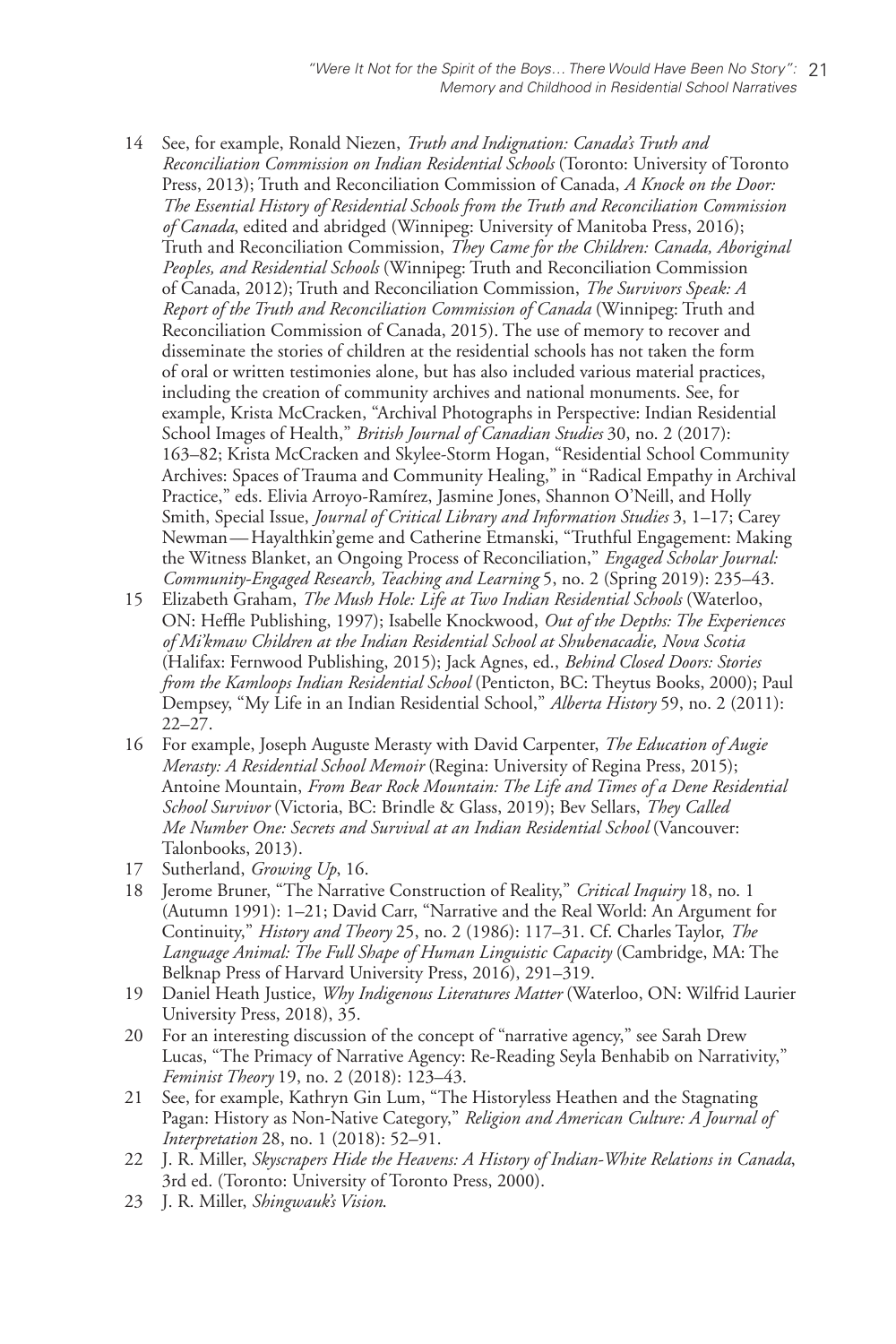14 See, for example, Ronald Niezen, *Truth and Indignation: Canada's Truth and Reconciliation Commission on Indian Residential Schools* (Toronto: University of Toronto Press, 2013); Truth and Reconciliation Commission of Canada, *A Knock on the Door: The Essential History of Residential Schools from the Truth and Reconciliation Commission of Canada*, edited and abridged (Winnipeg: University of Manitoba Press, 2016); Truth and Reconciliation Commission, *They Came for the Children: Canada, Aboriginal Peoples, and Residential Schools* (Winnipeg: Truth and Reconciliation Commission of Canada, 2012); Truth and Reconciliation Commission, *The Survivors Speak: A Report of the Truth and Reconciliation Commission of Canada* (Winnipeg: Truth and Reconciliation Commission of Canada, 2015). The use of memory to recover and disseminate the stories of children at the residential schools has not taken the form of oral or written testimonies alone, but has also included various material practices, including the creation of community archives and national monuments. See, for example, Krista McCracken, "Archival Photographs in Perspective: Indian Residential School Images of Health," *British Journal of Canadian Studies* 30, no. 2 (2017): 163–82; Krista McCracken and Skylee-Storm Hogan, "Residential School Community Archives: Spaces of Trauma and Community Healing," in "Radical Empathy in Archival Practice," eds. Elivia Arroyo-Ramírez, Jasmine Jones, Shannon O'Neill, and Holly Smith, Special Issue, *Journal of Critical Library and Information Studies* 3, 1–17; Carey Newman — Hayalthkin'geme and Catherine Etmanski, "Truthful Engagement: Making the Witness Blanket, an Ongoing Process of Reconciliation," *Engaged Scholar Journal: Community-Engaged Research, Teaching and Learning* 5, no. 2 (Spring 2019): 235–43.

15 Elizabeth Graham, *The Mush Hole: Life at Two Indian Residential Schools* (Waterloo, ON: Heffle Publishing, 1997); Isabelle Knockwood, *Out of the Depths: The Experiences of Mi'kmaw Children at the Indian Residential School at Shubenacadie, Nova Scotia* (Halifax: Fernwood Publishing, 2015); Jack Agnes, ed., *Behind Closed Doors: Stories from the Kamloops Indian Residential School* (Penticton, BC: Theytus Books, 2000); Paul Dempsey, "My Life in an Indian Residential School," *Alberta History* 59, no. 2 (2011): 22–27.

16 For example, Joseph Auguste Merasty with David Carpenter, *The Education of Augie Merasty: A Residential School Memoir* (Regina: University of Regina Press, 2015); Antoine Mountain, *From Bear Rock Mountain: The Life and Times of a Dene Residential School Survivor* (Victoria, BC: Brindle & Glass, 2019); Bev Sellars, *They Called Me Number One: Secrets and Survival at an Indian Residential School* (Vancouver: Talonbooks, 2013).

17 Sutherland, *Growing Up*, 16.

18 Jerome Bruner, "The Narrative Construction of Reality," *Critical Inquiry* 18, no. 1 (Autumn 1991): 1–21; David Carr, "Narrative and the Real World: An Argument for Continuity," *History and Theory* 25, no. 2 (1986): 117–31. Cf. Charles Taylor, *The Language Animal: The Full Shape of Human Linguistic Capacity* (Cambridge, MA: The Belknap Press of Harvard University Press, 2016), 291–319.

19 Daniel Heath Justice, *Why Indigenous Literatures Matter* (Waterloo, ON: Wilfrid Laurier University Press, 2018), 35.

20 For an interesting discussion of the concept of "narrative agency," see Sarah Drew Lucas, "The Primacy of Narrative Agency: Re-Reading Seyla Benhabib on Narrativity," *Feminist Theory* 19, no. 2 (2018): 123–43.

21 See, for example, Kathryn Gin Lum, "The Historyless Heathen and the Stagnating Pagan: History as Non-Native Category," *Religion and American Culture: A Journal of Interpretation* 28, no. 1 (2018): 52–91.

22 J. R. Miller, *Skyscrapers Hide the Heavens: A History of Indian-White Relations in Canada*, 3rd ed. (Toronto: University of Toronto Press, 2000).

23 J. R. Miller, *Shingwauk's Vision*.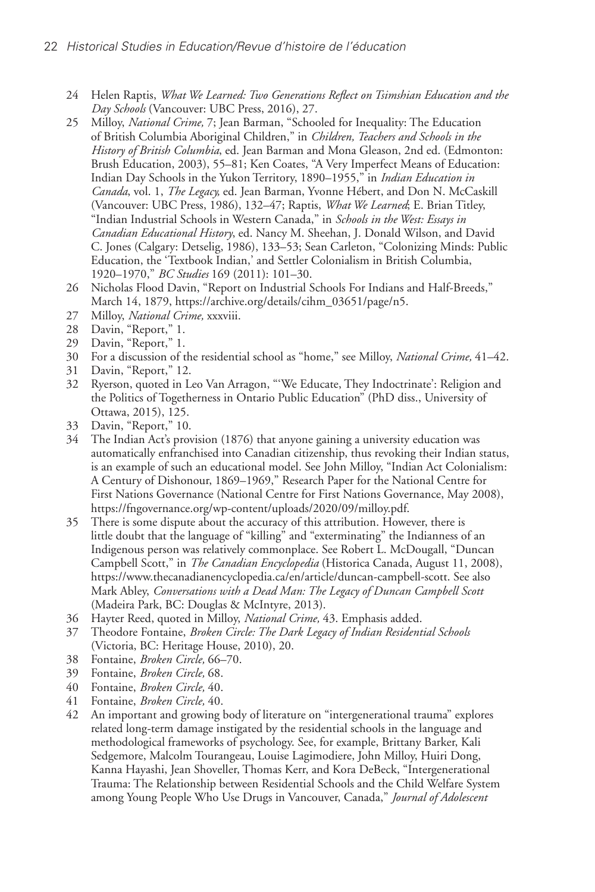24 Helen Raptis, *What We Learned: Two Generations Reflect on Tsimshian Education and the Day Schools* (Vancouver: UBC Press, 2016), 27.

25 Milloy, *National Crime,* 7; Jean Barman, "Schooled for Inequality: The Education of British Columbia Aboriginal Children," in *Children, Teachers and Schools in the History of British Columbia*, ed. Jean Barman and Mona Gleason, 2nd ed. (Edmonton: Brush Education, 2003), 55–81; Ken Coates, "A Very Imperfect Means of Education: Indian Day Schools in the Yukon Territory, 1890–1955," in *Indian Education in Canada*, vol. 1, *The Legacy,* ed. Jean Barman, Yvonne Hébert, and Don N. McCaskill (Vancouver: UBC Press, 1986), 132–47; Raptis, *What We Learned*; E. Brian Titley, "Indian Industrial Schools in Western Canada," in *Schools in the West: Essays in Canadian Educational History*, ed. Nancy M. Sheehan, J. Donald Wilson, and David C. Jones (Calgary: Detselig, 1986), 133–53; Sean Carleton, "Colonizing Minds: Public Education, the 'Textbook Indian,' and Settler Colonialism in British Columbia, 1920–1970," *BC Studies* 169 (2011): 101–30.

26 Nicholas Flood Davin, "Report on Industrial Schools For Indians and Half-Breeds," March 14, 1879, https://archive.org/details/cihm_03651/page/n5.

27 Milloy, *National Crime,* xxxviii.

28 Davin, "Report," 1.

29 Davin, "Report," 1.

30 For a discussion of the residential school as "home," see Milloy, *National Crime,* 41–42.

31 Davin, "Report," 12.

32 Ryerson, quoted in Leo Van Arragon, "'We Educate, They Indoctrinate': Religion and the Politics of Togetherness in Ontario Public Education" (PhD diss., University of Ottawa, 2015), 125.

33 Davin, "Report," 10.

34 The Indian Act's provision (1876) that anyone gaining a university education was automatically enfranchised into Canadian citizenship, thus revoking their Indian status, is an example of such an educational model. See John Milloy, "Indian Act Colonialism: A Century of Dishonour, 1869–1969," Research Paper for the National Centre for First Nations Governance (National Centre for First Nations Governance, May 2008), https://fngovernance.org/wp-content/uploads/2020/09/milloy.pdf.

35 There is some dispute about the accuracy of this attribution. However, there is little doubt that the language of "killing" and "exterminating" the Indianness of an Indigenous person was relatively commonplace. See Robert L. McDougall, "Duncan Campbell Scott," in *The Canadian Encyclopedia* (Historica Canada, August 11, 2008), https://www.thecanadianencyclopedia.ca/en/article/duncan-campbell-scott. See also Mark Abley, *Conversations with a Dead Man: The Legacy of Duncan Campbell Scott* (Madeira Park, BC: Douglas & McIntyre, 2013).

36 Hayter Reed, quoted in Milloy, *National Crime,* 43. Emphasis added.

37 Theodore Fontaine, *Broken Circle: The Dark Legacy of Indian Residential Schools* (Victoria, BC: Heritage House, 2010), 20.

38 Fontaine, *Broken Circle,* 66–70.

39 Fontaine, *Broken Circle,* 68.

40 Fontaine, *Broken Circle,* 40.

41 Fontaine, *Broken Circle,* 40.

42 An important and growing body of literature on "intergenerational trauma" explores related long-term damage instigated by the residential schools in the language and methodological frameworks of psychology. See, for example, Brittany Barker, Kali Sedgemore, Malcolm Tourangeau, Louise Lagimodiere, John Milloy, Huiri Dong, Kanna Hayashi, Jean Shoveller, Thomas Kerr, and Kora DeBeck, "Intergenerational Trauma: The Relationship between Residential Schools and the Child Welfare System among Young People Who Use Drugs in Vancouver, Canada," *Journal of Adolescent*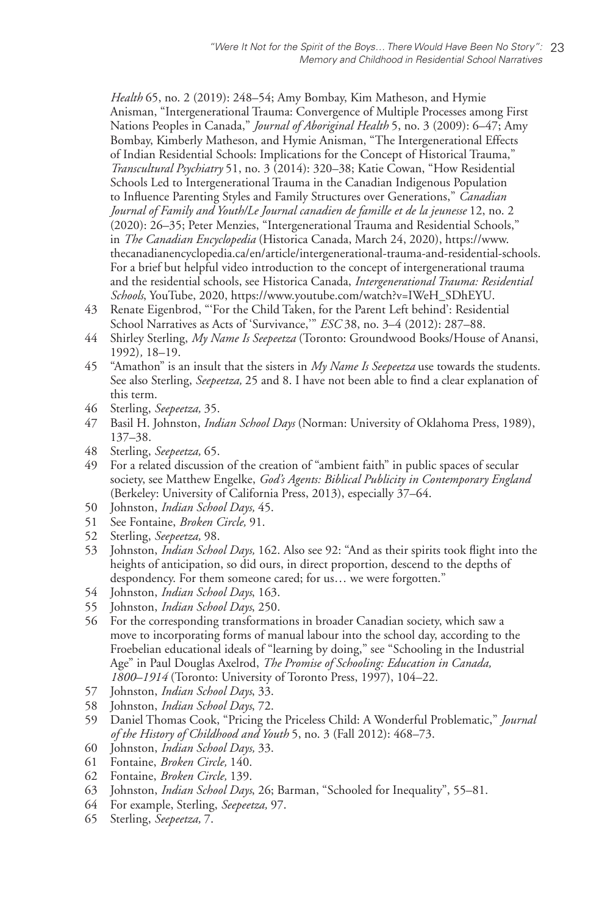*Health* 65, no. 2 (2019): 248–54; Amy Bombay, Kim Matheson, and Hymie Anisman, "Intergenerational Trauma: Convergence of Multiple Processes among First Nations Peoples in Canada," *Journal of Aboriginal Health* 5, no. 3 (2009): 6–47; Amy Bombay, Kimberly Matheson, and Hymie Anisman, "The Intergenerational Effects of Indian Residential Schools: Implications for the Concept of Historical Trauma," *Transcultural Psychiatry* 51, no. 3 (2014): 320–38; Katie Cowan, "How Residential Schools Led to Intergenerational Trauma in the Canadian Indigenous Population to Influence Parenting Styles and Family Structures over Generations," *Canadian Journal of Family and Youth/Le Journal canadien de famille et de la jeunesse* 12, no. 2 (2020): 26–35; Peter Menzies, "Intergenerational Trauma and Residential Schools," in *The Canadian Encyclopedia* (Historica Canada, March 24, 2020), https://www.thecanadianencyclopedia.ca/en/article/intergenerational-trauma-and-residential-schools. For a brief but helpful video introduction to the concept of intergenerational trauma and the residential schools, see Historica Canada, *Intergenerational Trauma: Residential Schools*, YouTube, 2020, https://www.youtube.com/watch?v=IWeH_SDhEYU.

43 Renate Eigenbrod, "'For the Child Taken, for the Parent Left behind': Residential School Narratives as Acts of 'Survivance,'" *ESC* 38, no. 3–4 (2012): 287–88.

44 Shirley Sterling, *My Name Is Seepeetza* (Toronto: Groundwood Books/House of Anansi, 1992), 18–19.

45 "Amathon" is an insult that the sisters in *My Name Is Seepeetza* use towards the students. See also Sterling, *Seepeetza,* 25 and 8. I have not been able to find a clear explanation of this term.

46 Sterling, *Seepeetza,* 35.

47 Basil H. Johnston, *Indian School Days* (Norman: University of Oklahoma Press, 1989), 137–38.

48 Sterling, *Seepeetza,* 65.

49 For a related discussion of the creation of "ambient faith" in public spaces of secular society, see Matthew Engelke, *God's Agents: Biblical Publicity in Contemporary England* (Berkeley: University of California Press, 2013), especially 37–64.

50 Johnston, *Indian School Days,* 45.

51 See Fontaine, *Broken Circle,* 91.

52 Sterling, *Seepeetza,* 98.

53 Johnston, *Indian School Days,* 162. Also see 92: "And as their spirits took flight into the heights of anticipation, so did ours, in direct proportion, descend to the depths of despondency. For them someone cared; for us… we were forgotten."

54 Johnston, *Indian School Days*, 163.

55 Johnston, *Indian School Days*, 250.

56 For the corresponding transformations in broader Canadian society, which saw a move to incorporating forms of manual labour into the school day, according to the Froebelian educational ideals of "learning by doing," see "Schooling in the Industrial Age" in Paul Douglas Axelrod, *The Promise of Schooling: Education in Canada, 1800–1914* (Toronto: University of Toronto Press, 1997), 104–22.

57 Johnston, *Indian School Days*, 33.

58 Johnston, *Indian School Days*, 72.

59 Daniel Thomas Cook, "Pricing the Priceless Child: A Wonderful Problematic," *Journal of the History of Childhood and Youth* 5, no. 3 (Fall 2012): 468–73.

60 Johnston, *Indian School Days,* 33.

61 Fontaine, *Broken Circle,* 140.

62 Fontaine, *Broken Circle,* 139.

63 Johnston, *Indian School Days*, 26; Barman, "Schooled for Inequality", 55–81.

64 For example, Sterling, *Seepeetza,* 97.

65 Sterling, *Seepeetza,* 7.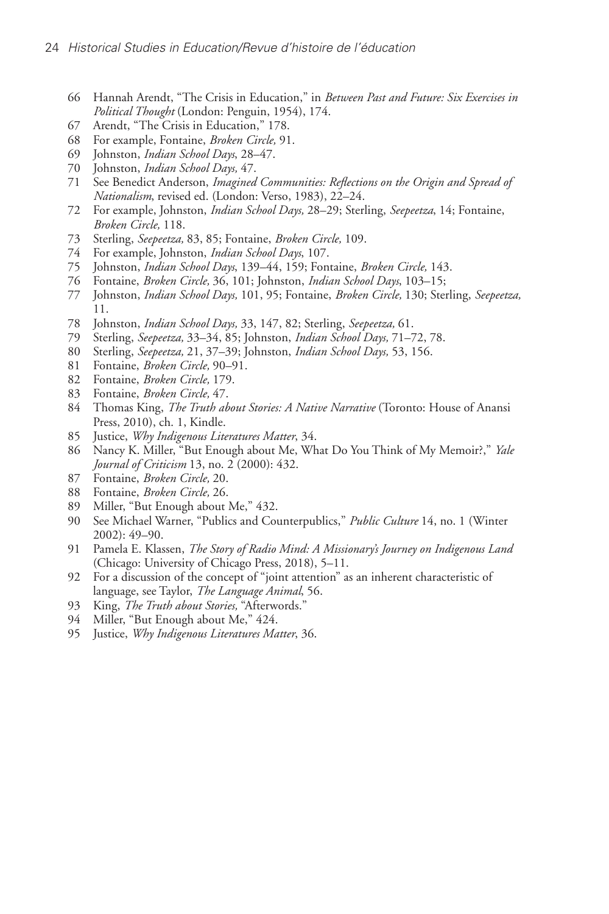66 Hannah Arendt, "The Crisis in Education," in *Between Past and Future: Six Exercises in Political Thought* (London: Penguin, 1954), 174.
67 Arendt, "The Crisis in Education," 178.
68 For example, Fontaine, *Broken Circle,* 91.
69 Johnston, *Indian School Days*, 28–47.
70 Johnston, *Indian School Days,* 47.
71 See Benedict Anderson, *Imagined Communities: Reflections on the Origin and Spread of Nationalism*, revised ed. (London: Verso, 1983), 22–24.
72 For example, Johnston, *Indian School Days,* 28–29; Sterling, *Seepeetza*, 14; Fontaine, *Broken Circle,* 118.
73 Sterling, *Seepeetza,* 83, 85; Fontaine, *Broken Circle,* 109.
74 For example, Johnston, *Indian School Days*, 107.
75 Johnston, *Indian School Days*, 139–44, 159; Fontaine, *Broken Circle,* 143.
76 Fontaine, *Broken Circle,* 36, 101; Johnston, *Indian School Days*, 103–15;
77 Johnston, *Indian School Days,* 101, 95; Fontaine, *Broken Circle,* 130; Sterling, *Seepeetza,* 11.
78 Johnston, *Indian School Days,* 33, 147, 82; Sterling, *Seepeetza,* 61.
79 Sterling, *Seepeetza,* 33–34, 85; Johnston, *Indian School Days,* 71–72, 78.
80 Sterling, *Seepeetza,* 21, 37–39; Johnston, *Indian School Days,* 53, 156.
81 Fontaine, *Broken Circle,* 90–91.
82 Fontaine, *Broken Circle,* 179.
83 Fontaine, *Broken Circle,* 47.
84 Thomas King, *The Truth about Stories: A Native Narrative* (Toronto: House of Anansi Press, 2010), ch. 1, Kindle.
85 Justice, *Why Indigenous Literatures Matter*, 34.
86 Nancy K. Miller, "But Enough about Me, What Do You Think of My Memoir?," *Yale Journal of Criticism* 13, no. 2 (2000): 432.
87 Fontaine, *Broken Circle,* 20.
88 Fontaine, *Broken Circle,* 26.
89 Miller, "But Enough about Me," 432.
90 See Michael Warner, "Publics and Counterpublics," *Public Culture* 14, no. 1 (Winter 2002): 49–90.
91 Pamela E. Klassen, *The Story of Radio Mind: A Missionary's Journey on Indigenous Land* (Chicago: University of Chicago Press, 2018), 5–11.
92 For a discussion of the concept of "joint attention" as an inherent characteristic of language, see Taylor, *The Language Animal*, 56.
93 King, *The Truth about Stories,* "Afterwords."
94 Miller, "But Enough about Me," 424.
95 Justice, *Why Indigenous Literatures Matter*, 36.